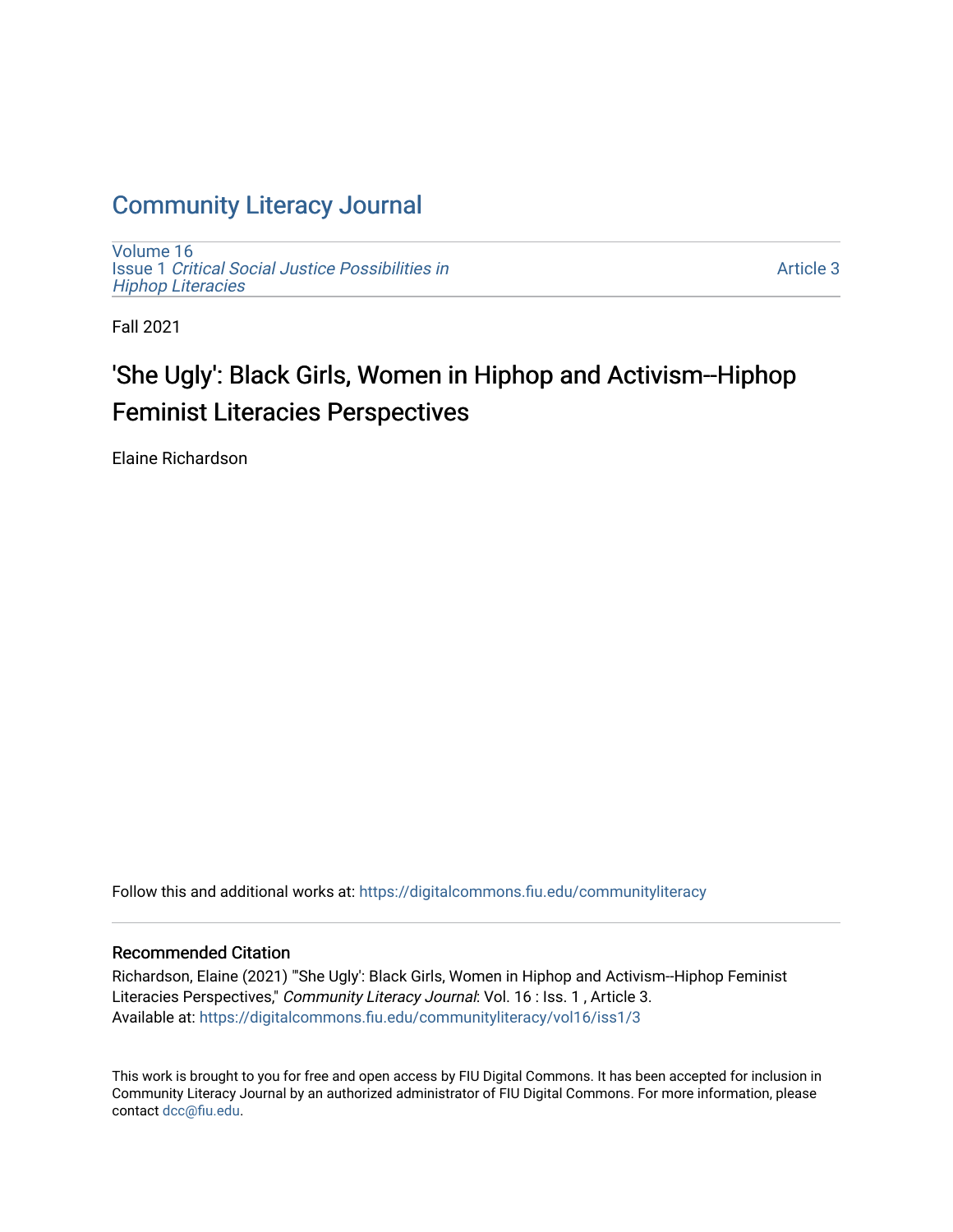# Community Literacy Journal

Volume 16
Issue 1 *Critical Social Justice Possibilities in Hiphop Literacies*

Article 3

Fall 2021

## 'She Ugly': Black Girls, Women in Hiphop and Activism--Hiphop Feminist Literacies Perspectives

Elaine Richardson

Follow this and additional works at: https://digitalcommons.fiu.edu/communityliteracy

### Recommended Citation

Richardson, Elaine (2021) "'She Ugly': Black Girls, Women in Hiphop and Activism--Hiphop Feminist Literacies Perspectives," *Community Literacy Journal*: Vol. 16 : Iss. 1 , Article 3.
Available at: https://digitalcommons.fiu.edu/communityliteracy/vol16/iss1/3

This work is brought to you for free and open access by FIU Digital Commons. It has been accepted for inclusion in Community Literacy Journal by an authorized administrator of FIU Digital Commons. For more information, please contact dcc@fiu.edu.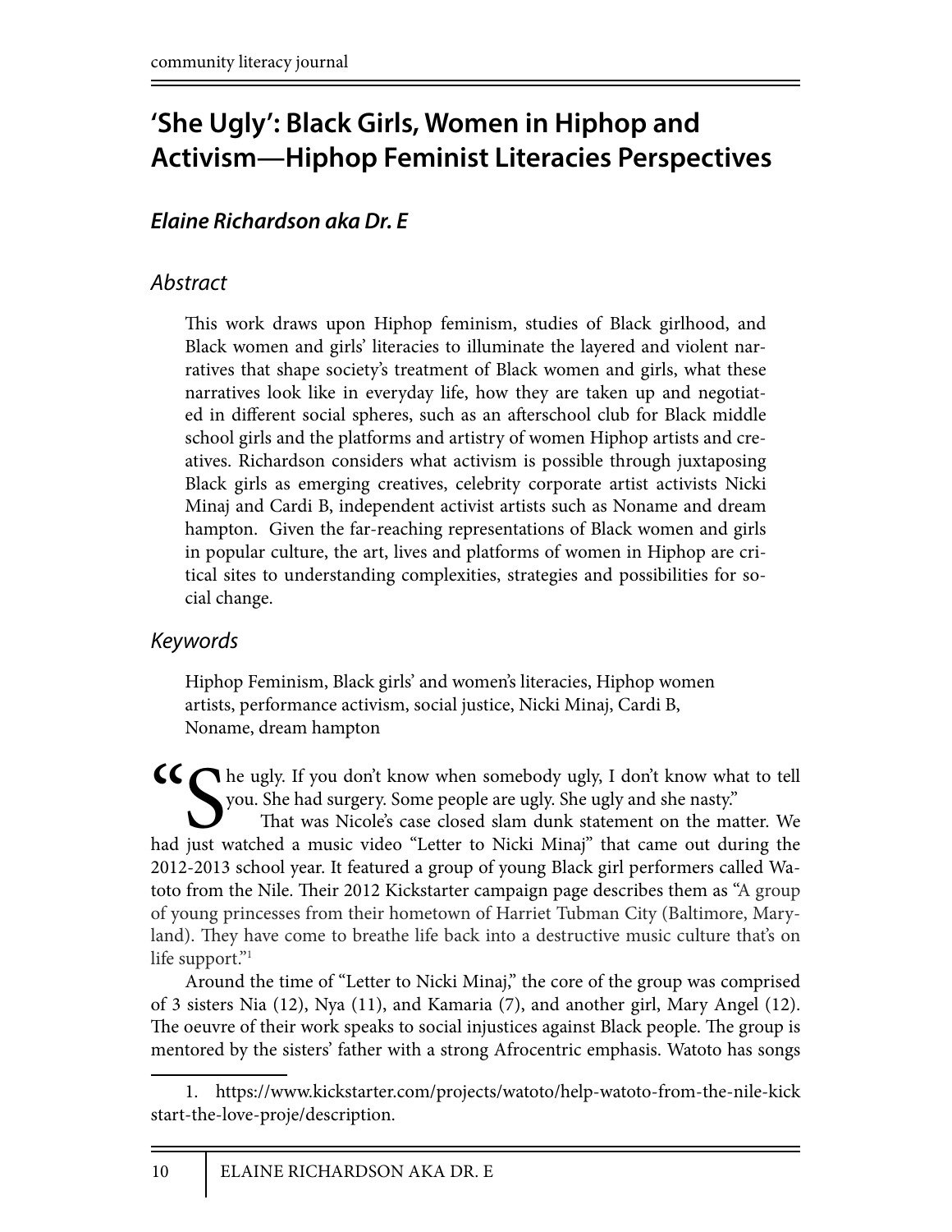# 'She Ugly': Black Girls, Women in Hiphop and Activism—Hiphop Feminist Literacies Perspectives

## *Elaine Richardson aka Dr. E*

### *Abstract*

This work draws upon Hiphop feminism, studies of Black girlhood, and Black women and girls' literacies to illuminate the layered and violent narratives that shape society's treatment of Black women and girls, what these narratives look like in everyday life, how they are taken up and negotiated in different social spheres, such as an afterschool club for Black middle school girls and the platforms and artistry of women Hiphop artists and creatives. Richardson considers what activism is possible through juxtaposing Black girls as emerging creatives, celebrity corporate artist activists Nicki Minaj and Cardi B, independent activist artists such as Noname and dream hampton. Given the far-reaching representations of Black women and girls in popular culture, the art, lives and platforms of women in Hiphop are critical sites to understanding complexities, strategies and possibilities for social change.

### *Keywords*

Hiphop Feminism, Black girls' and women's literacies, Hiphop women artists, performance activism, social justice, Nicki Minaj, Cardi B, Noname, dream hampton

"She ugly. If you don't know when somebody ugly, I don't know what to tell you. She had surgery. Some people are ugly. She ugly and she nasty."

That was Nicole's case closed slam dunk statement on the matter. We had just watched a music video "Letter to Nicki Minaj" that came out during the 2012-2013 school year. It featured a group of young Black girl performers called Watoto from the Nile. Their 2012 Kickstarter campaign page describes them as "A group of young princesses from their hometown of Harriet Tubman City (Baltimore, Maryland). They have come to breathe life back into a destructive music culture that's on life support."[1]

Around the time of "Letter to Nicki Minaj," the core of the group was comprised of 3 sisters Nia (12), Nya (11), and Kamaria (7), and another girl, Mary Angel (12). The oeuvre of their work speaks to social injustices against Black people. The group is mentored by the sisters' father with a strong Afrocentric emphasis. Watoto has songs

---

1. https://www.kickstarter.com/projects/watoto/help-watoto-from-the-nile-kickstart-the-love-proje/description.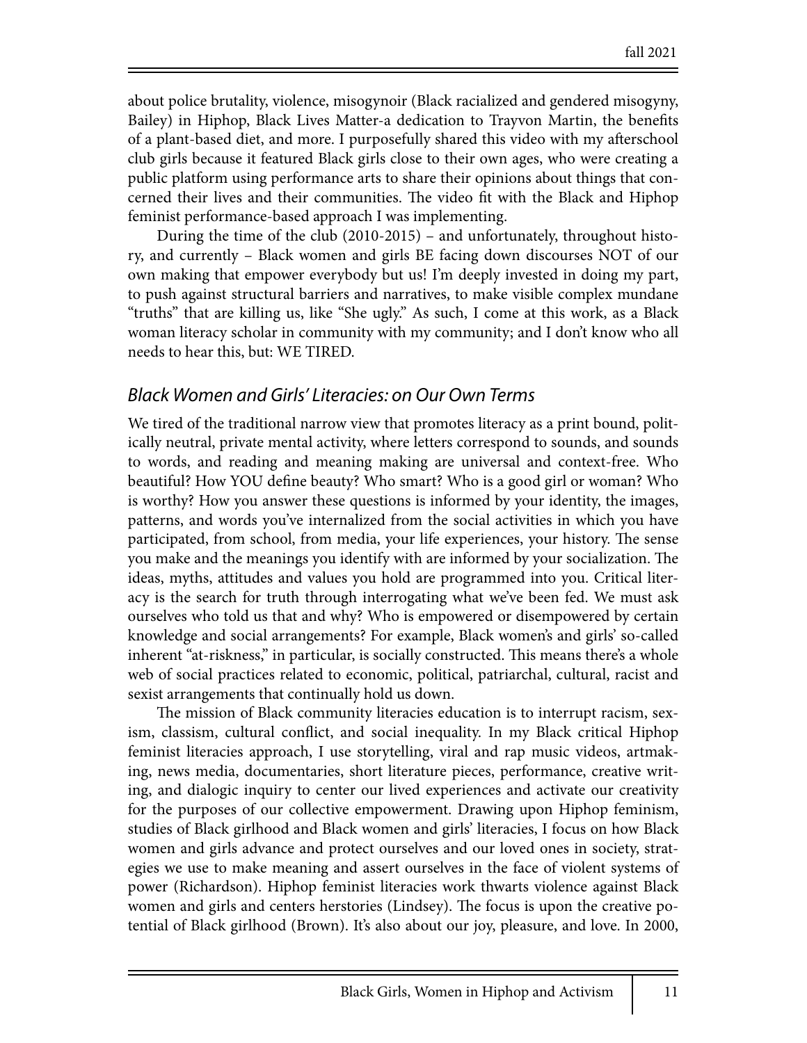about police brutality, violence, misogynoir (Black racialized and gendered misogyny, Bailey) in Hiphop, Black Lives Matter-a dedication to Trayvon Martin, the benefits of a plant-based diet, and more. I purposefully shared this video with my afterschool club girls because it featured Black girls close to their own ages, who were creating a public platform using performance arts to share their opinions about things that concerned their lives and their communities. The video fit with the Black and Hiphop feminist performance-based approach I was implementing.

During the time of the club (2010-2015) – and unfortunately, throughout history, and currently – Black women and girls BE facing down discourses NOT of our own making that empower everybody but us! I'm deeply invested in doing my part, to push against structural barriers and narratives, to make visible complex mundane "truths" that are killing us, like "She ugly." As such, I come at this work, as a Black woman literacy scholar in community with my community; and I don't know who all needs to hear this, but: WE TIRED.

## *Black Women and Girls' Literacies: on Our Own Terms*

We tired of the traditional narrow view that promotes literacy as a print bound, politically neutral, private mental activity, where letters correspond to sounds, and sounds to words, and reading and meaning making are universal and context-free. Who beautiful? How YOU define beauty? Who smart? Who is a good girl or woman? Who is worthy? How you answer these questions is informed by your identity, the images, patterns, and words you've internalized from the social activities in which you have participated, from school, from media, your life experiences, your history. The sense you make and the meanings you identify with are informed by your socialization. The ideas, myths, attitudes and values you hold are programmed into you. Critical literacy is the search for truth through interrogating what we've been fed. We must ask ourselves who told us that and why? Who is empowered or disempowered by certain knowledge and social arrangements? For example, Black women's and girls' so-called inherent "at-riskness," in particular, is socially constructed. This means there's a whole web of social practices related to economic, political, patriarchal, cultural, racist and sexist arrangements that continually hold us down.

The mission of Black community literacies education is to interrupt racism, sexism, classism, cultural conflict, and social inequality. In my Black critical Hiphop feminist literacies approach, I use storytelling, viral and rap music videos, artmaking, news media, documentaries, short literature pieces, performance, creative writing, and dialogic inquiry to center our lived experiences and activate our creativity for the purposes of our collective empowerment. Drawing upon Hiphop feminism, studies of Black girlhood and Black women and girls' literacies, I focus on how Black women and girls advance and protect ourselves and our loved ones in society, strategies we use to make meaning and assert ourselves in the face of violent systems of power (Richardson). Hiphop feminist literacies work thwarts violence against Black women and girls and centers herstories (Lindsey). The focus is upon the creative potential of Black girlhood (Brown). It's also about our joy, pleasure, and love. In 2000,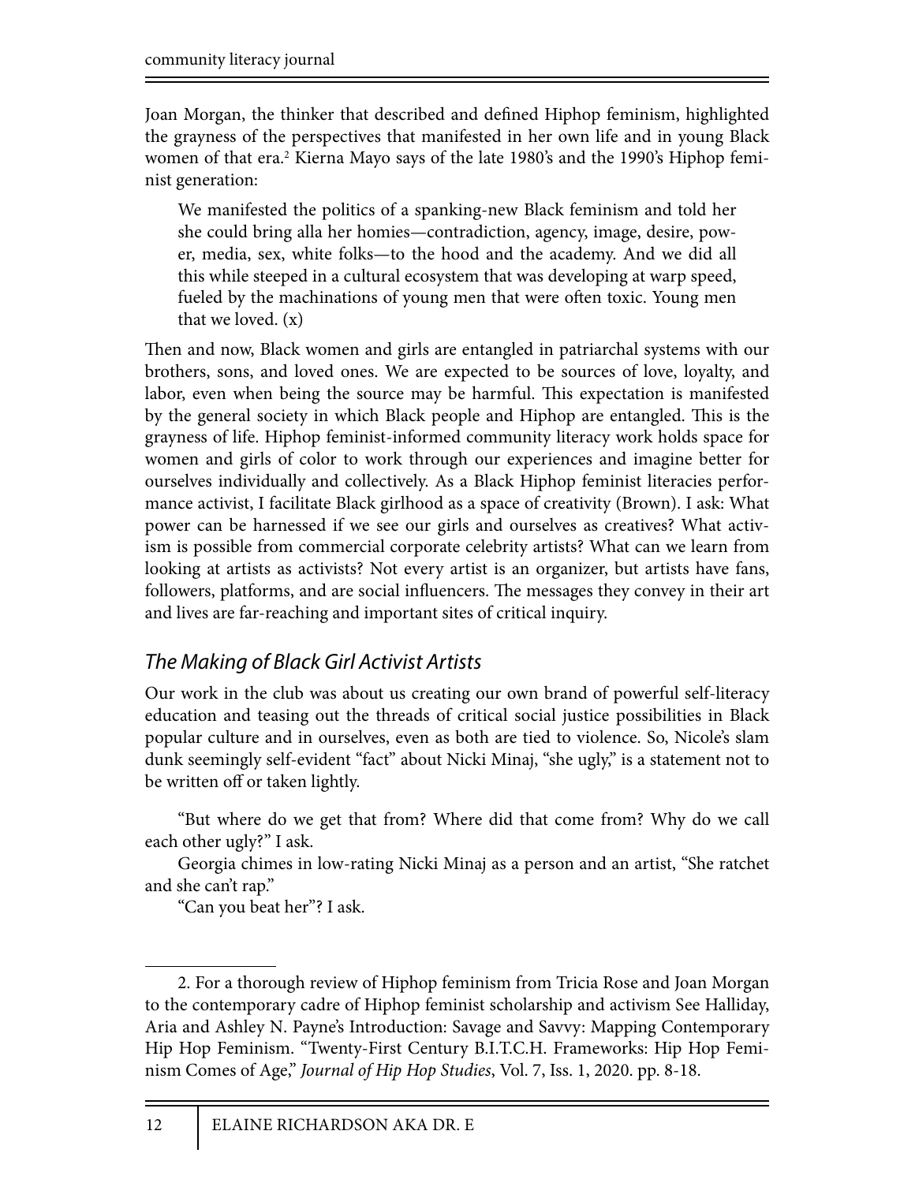Joan Morgan, the thinker that described and defined Hiphop feminism, highlighted the grayness of the perspectives that manifested in her own life and in young Black women of that era.[2] Kierna Mayo says of the late 1980's and the 1990's Hiphop feminist generation:

> We manifested the politics of a spanking-new Black feminism and told her she could bring alla her homies—contradiction, agency, image, desire, power, media, sex, white folks—to the hood and the academy. And we did all this while steeped in a cultural ecosystem that was developing at warp speed, fueled by the machinations of young men that were often toxic. Young men that we loved. (x)

Then and now, Black women and girls are entangled in patriarchal systems with our brothers, sons, and loved ones. We are expected to be sources of love, loyalty, and labor, even when being the source may be harmful. This expectation is manifested by the general society in which Black people and Hiphop are entangled. This is the grayness of life. Hiphop feminist-informed community literacy work holds space for women and girls of color to work through our experiences and imagine better for ourselves individually and collectively. As a Black Hiphop feminist literacies performance activist, I facilitate Black girlhood as a space of creativity (Brown). I ask: What power can be harnessed if we see our girls and ourselves as creatives? What activism is possible from commercial corporate celebrity artists? What can we learn from looking at artists as activists? Not every artist is an organizer, but artists have fans, followers, platforms, and are social influencers. The messages they convey in their art and lives are far-reaching and important sites of critical inquiry.

## *The Making of Black Girl Activist Artists*

Our work in the club was about us creating our own brand of powerful self-literacy education and teasing out the threads of critical social justice possibilities in Black popular culture and in ourselves, even as both are tied to violence. So, Nicole's slam dunk seemingly self-evident "fact" about Nicki Minaj, "she ugly," is a statement not to be written off or taken lightly.

"But where do we get that from? Where did that come from? Why do we call each other ugly?" I ask.

Georgia chimes in low-rating Nicki Minaj as a person and an artist, "She ratchet and she can't rap."

"Can you beat her"? I ask.

---

2. For a thorough review of Hiphop feminism from Tricia Rose and Joan Morgan to the contemporary cadre of Hiphop feminist scholarship and activism See Halliday, Aria and Ashley N. Payne's Introduction: Savage and Savvy: Mapping Contemporary Hip Hop Feminism. "Twenty-First Century B.I.T.C.H. Frameworks: Hip Hop Feminism Comes of Age," *Journal of Hip Hop Studies*, Vol. 7, Iss. 1, 2020. pp. 8-18.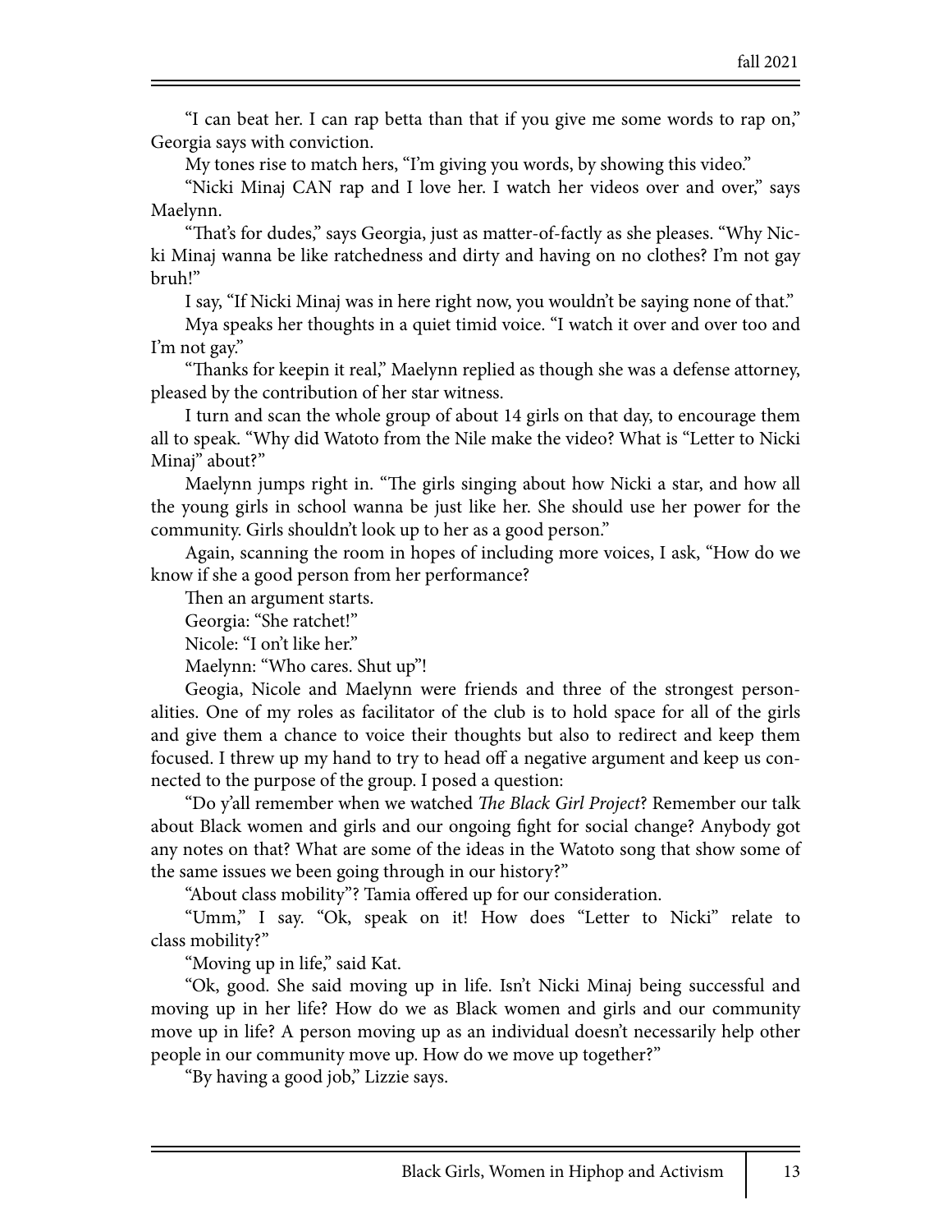"I can beat her. I can rap betta than that if you give me some words to rap on," Georgia says with conviction.

My tones rise to match hers, "I'm giving you words, by showing this video."

"Nicki Minaj CAN rap and I love her. I watch her videos over and over," says Maelynn.

"That's for dudes," says Georgia, just as matter-of-factly as she pleases. "Why Nicki Minaj wanna be like ratchedness and dirty and having on no clothes? I'm not gay bruh!"

I say, "If Nicki Minaj was in here right now, you wouldn't be saying none of that."

Mya speaks her thoughts in a quiet timid voice. "I watch it over and over too and I'm not gay."

"Thanks for keepin it real," Maelynn replied as though she was a defense attorney, pleased by the contribution of her star witness.

I turn and scan the whole group of about 14 girls on that day, to encourage them all to speak. "Why did Watoto from the Nile make the video? What is "Letter to Nicki Minaj" about?"

Maelynn jumps right in. "The girls singing about how Nicki a star, and how all the young girls in school wanna be just like her. She should use her power for the community. Girls shouldn't look up to her as a good person."

Again, scanning the room in hopes of including more voices, I ask, "How do we know if she a good person from her performance?

Then an argument starts.

Georgia: "She ratchet!"

Nicole: "I on't like her."

Maelynn: "Who cares. Shut up"!

Geogia, Nicole and Maelynn were friends and three of the strongest personalities. One of my roles as facilitator of the club is to hold space for all of the girls and give them a chance to voice their thoughts but also to redirect and keep them focused. I threw up my hand to try to head off a negative argument and keep us connected to the purpose of the group. I posed a question:

"Do y'all remember when we watched *The Black Girl Project*? Remember our talk about Black women and girls and our ongoing fight for social change? Anybody got any notes on that? What are some of the ideas in the Watoto song that show some of the same issues we been going through in our history?"

"About class mobility"? Tamia offered up for our consideration.

"Umm," I say. "Ok, speak on it! How does "Letter to Nicki" relate to class mobility?"

"Moving up in life," said Kat.

"Ok, good. She said moving up in life. Isn't Nicki Minaj being successful and moving up in her life? How do we as Black women and girls and our community move up in life? A person moving up as an individual doesn't necessarily help other people in our community move up. How do we move up together?"

"By having a good job," Lizzie says.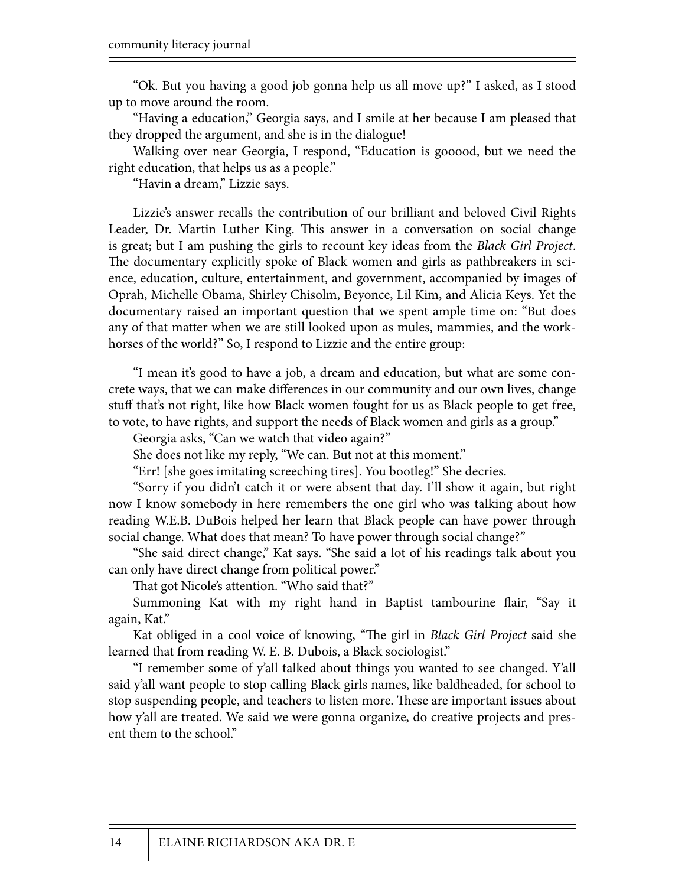"Ok. But you having a good job gonna help us all move up?" I asked, as I stood up to move around the room.

"Having a education," Georgia says, and I smile at her because I am pleased that they dropped the argument, and she is in the dialogue!

Walking over near Georgia, I respond, "Education is gooood, but we need the right education, that helps us as a people."

"Havin a dream," Lizzie says.

Lizzie's answer recalls the contribution of our brilliant and beloved Civil Rights Leader, Dr. Martin Luther King. This answer in a conversation on social change is great; but I am pushing the girls to recount key ideas from the *Black Girl Project*. The documentary explicitly spoke of Black women and girls as pathbreakers in science, education, culture, entertainment, and government, accompanied by images of Oprah, Michelle Obama, Shirley Chisolm, Beyonce, Lil Kim, and Alicia Keys. Yet the documentary raised an important question that we spent ample time on: "But does any of that matter when we are still looked upon as mules, mammies, and the workhorses of the world?" So, I respond to Lizzie and the entire group:

"I mean it's good to have a job, a dream and education, but what are some concrete ways, that we can make differences in our community and our own lives, change stuff that's not right, like how Black women fought for us as Black people to get free, to vote, to have rights, and support the needs of Black women and girls as a group."

Georgia asks, "Can we watch that video again?"

She does not like my reply, "We can. But not at this moment."

"Err! [she goes imitating screeching tires]. You bootleg!" She decries.

"Sorry if you didn't catch it or were absent that day. I'll show it again, but right now I know somebody in here remembers the one girl who was talking about how reading W.E.B. DuBois helped her learn that Black people can have power through social change. What does that mean? To have power through social change?"

"She said direct change," Kat says. "She said a lot of his readings talk about you can only have direct change from political power."

That got Nicole's attention. "Who said that?"

Summoning Kat with my right hand in Baptist tambourine flair, "Say it again, Kat."

Kat obliged in a cool voice of knowing, "The girl in *Black Girl Project* said she learned that from reading W. E. B. Dubois, a Black sociologist."

"I remember some of y'all talked about things you wanted to see changed. Y'all said y'all want people to stop calling Black girls names, like baldheaded, for school to stop suspending people, and teachers to listen more. These are important issues about how y'all are treated. We said we were gonna organize, do creative projects and present them to the school."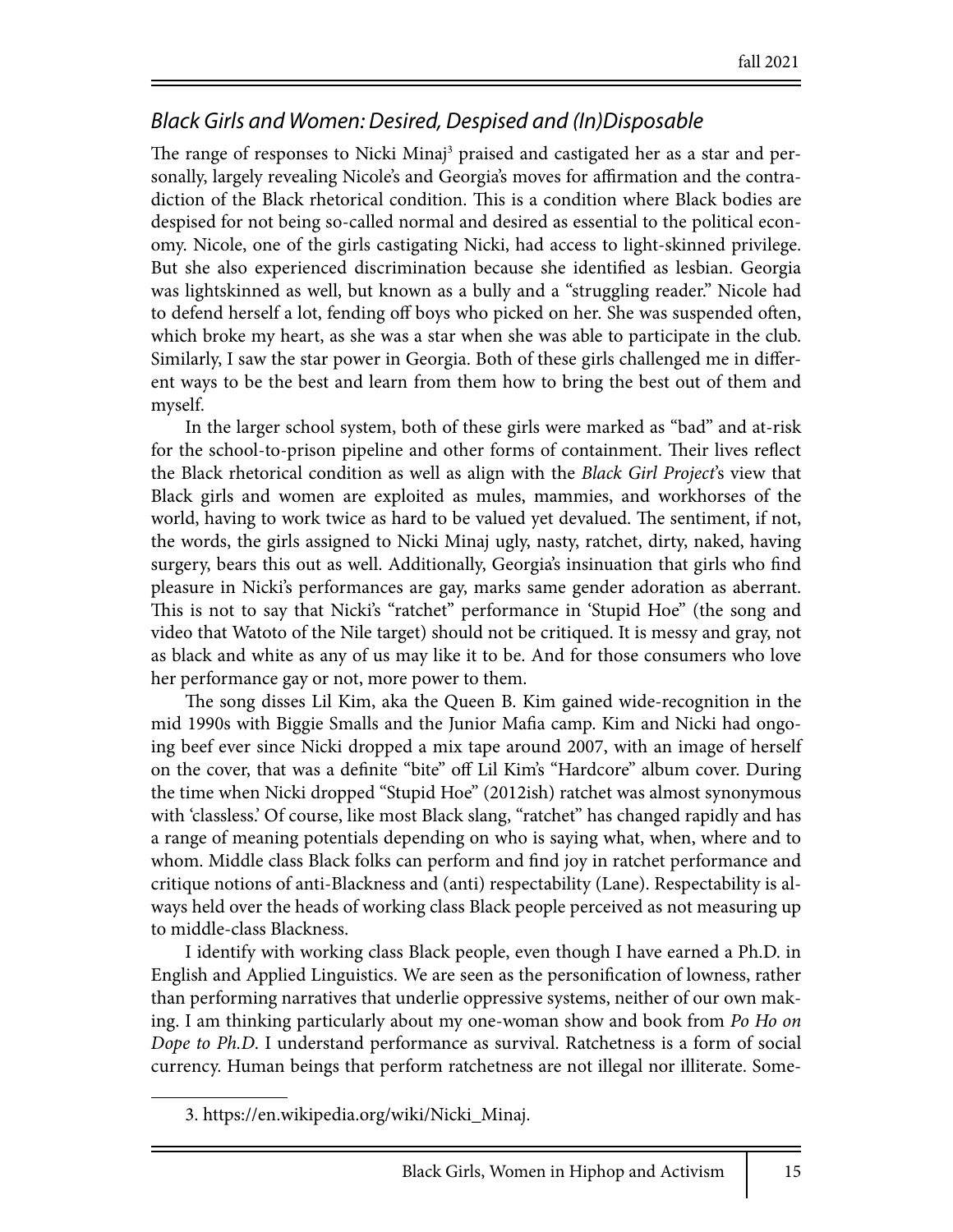## *Black Girls and Women: Desired, Despised and (In)Disposable*

The range of responses to Nicki Minaj[3] praised and castigated her as a star and personally, largely revealing Nicole's and Georgia's moves for affirmation and the contradiction of the Black rhetorical condition. This is a condition where Black bodies are despised for not being so-called normal and desired as essential to the political economy. Nicole, one of the girls castigating Nicki, had access to light-skinned privilege. But she also experienced discrimination because she identified as lesbian. Georgia was lightskinned as well, but known as a bully and a "struggling reader." Nicole had to defend herself a lot, fending off boys who picked on her. She was suspended often, which broke my heart, as she was a star when she was able to participate in the club. Similarly, I saw the star power in Georgia. Both of these girls challenged me in different ways to be the best and learn from them how to bring the best out of them and myself.

In the larger school system, both of these girls were marked as "bad" and at-risk for the school-to-prison pipeline and other forms of containment. Their lives reflect the Black rhetorical condition as well as align with the *Black Girl Project*'s view that Black girls and women are exploited as mules, mammies, and workhorses of the world, having to work twice as hard to be valued yet devalued. The sentiment, if not, the words, the girls assigned to Nicki Minaj ugly, nasty, ratchet, dirty, naked, having surgery, bears this out as well. Additionally, Georgia's insinuation that girls who find pleasure in Nicki's performances are gay, marks same gender adoration as aberrant. This is not to say that Nicki's "ratchet" performance in 'Stupid Hoe" (the song and video that Watoto of the Nile target) should not be critiqued. It is messy and gray, not as black and white as any of us may like it to be. And for those consumers who love her performance gay or not, more power to them.

The song disses Lil Kim, aka the Queen B. Kim gained wide-recognition in the mid 1990s with Biggie Smalls and the Junior Mafia camp. Kim and Nicki had ongoing beef ever since Nicki dropped a mix tape around 2007, with an image of herself on the cover, that was a definite "bite" off Lil Kim's "Hardcore" album cover. During the time when Nicki dropped "Stupid Hoe" (2012ish) ratchet was almost synonymous with 'classless.' Of course, like most Black slang, "ratchet" has changed rapidly and has a range of meaning potentials depending on who is saying what, when, where and to whom. Middle class Black folks can perform and find joy in ratchet performance and critique notions of anti-Blackness and (anti) respectability (Lane). Respectability is always held over the heads of working class Black people perceived as not measuring up to middle-class Blackness.

I identify with working class Black people, even though I have earned a Ph.D. in English and Applied Linguistics. We are seen as the personification of lowness, rather than performing narratives that underlie oppressive systems, neither of our own making. I am thinking particularly about my one-woman show and book from *Po Ho on Dope to Ph.D*. I understand performance as survival. Ratchetness is a form of social currency. Human beings that perform ratchetness are not illegal nor illiterate. Some-

3. https://en.wikipedia.org/wiki/Nicki_Minaj.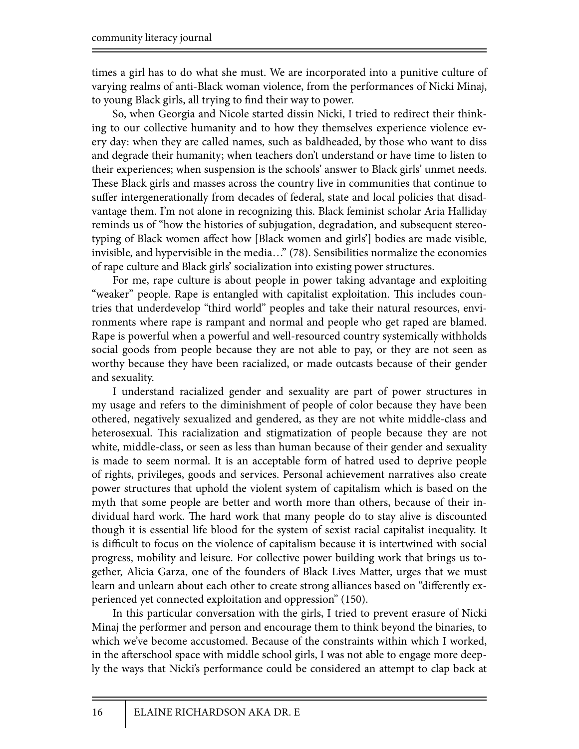times a girl has to do what she must. We are incorporated into a punitive culture of varying realms of anti-Black woman violence, from the performances of Nicki Minaj, to young Black girls, all trying to find their way to power.

So, when Georgia and Nicole started dissin Nicki, I tried to redirect their thinking to our collective humanity and to how they themselves experience violence every day: when they are called names, such as baldheaded, by those who want to diss and degrade their humanity; when teachers don't understand or have time to listen to their experiences; when suspension is the schools' answer to Black girls' unmet needs. These Black girls and masses across the country live in communities that continue to suffer intergenerationally from decades of federal, state and local policies that disadvantage them. I'm not alone in recognizing this. Black feminist scholar Aria Halliday reminds us of "how the histories of subjugation, degradation, and subsequent stereotyping of Black women affect how [Black women and girls'] bodies are made visible, invisible, and hypervisible in the media…" (78). Sensibilities normalize the economies of rape culture and Black girls' socialization into existing power structures.

For me, rape culture is about people in power taking advantage and exploiting "weaker" people. Rape is entangled with capitalist exploitation. This includes countries that underdevelop "third world" peoples and take their natural resources, environments where rape is rampant and normal and people who get raped are blamed. Rape is powerful when a powerful and well-resourced country systemically withholds social goods from people because they are not able to pay, or they are not seen as worthy because they have been racialized, or made outcasts because of their gender and sexuality.

I understand racialized gender and sexuality are part of power structures in my usage and refers to the diminishment of people of color because they have been othered, negatively sexualized and gendered, as they are not white middle-class and heterosexual. This racialization and stigmatization of people because they are not white, middle-class, or seen as less than human because of their gender and sexuality is made to seem normal. It is an acceptable form of hatred used to deprive people of rights, privileges, goods and services. Personal achievement narratives also create power structures that uphold the violent system of capitalism which is based on the myth that some people are better and worth more than others, because of their individual hard work. The hard work that many people do to stay alive is discounted though it is essential life blood for the system of sexist racial capitalist inequality. It is difficult to focus on the violence of capitalism because it is intertwined with social progress, mobility and leisure. For collective power building work that brings us together, Alicia Garza, one of the founders of Black Lives Matter, urges that we must learn and unlearn about each other to create strong alliances based on "differently experienced yet connected exploitation and oppression" (150).

In this particular conversation with the girls, I tried to prevent erasure of Nicki Minaj the performer and person and encourage them to think beyond the binaries, to which we've become accustomed. Because of the constraints within which I worked, in the afterschool space with middle school girls, I was not able to engage more deeply the ways that Nicki's performance could be considered an attempt to clap back at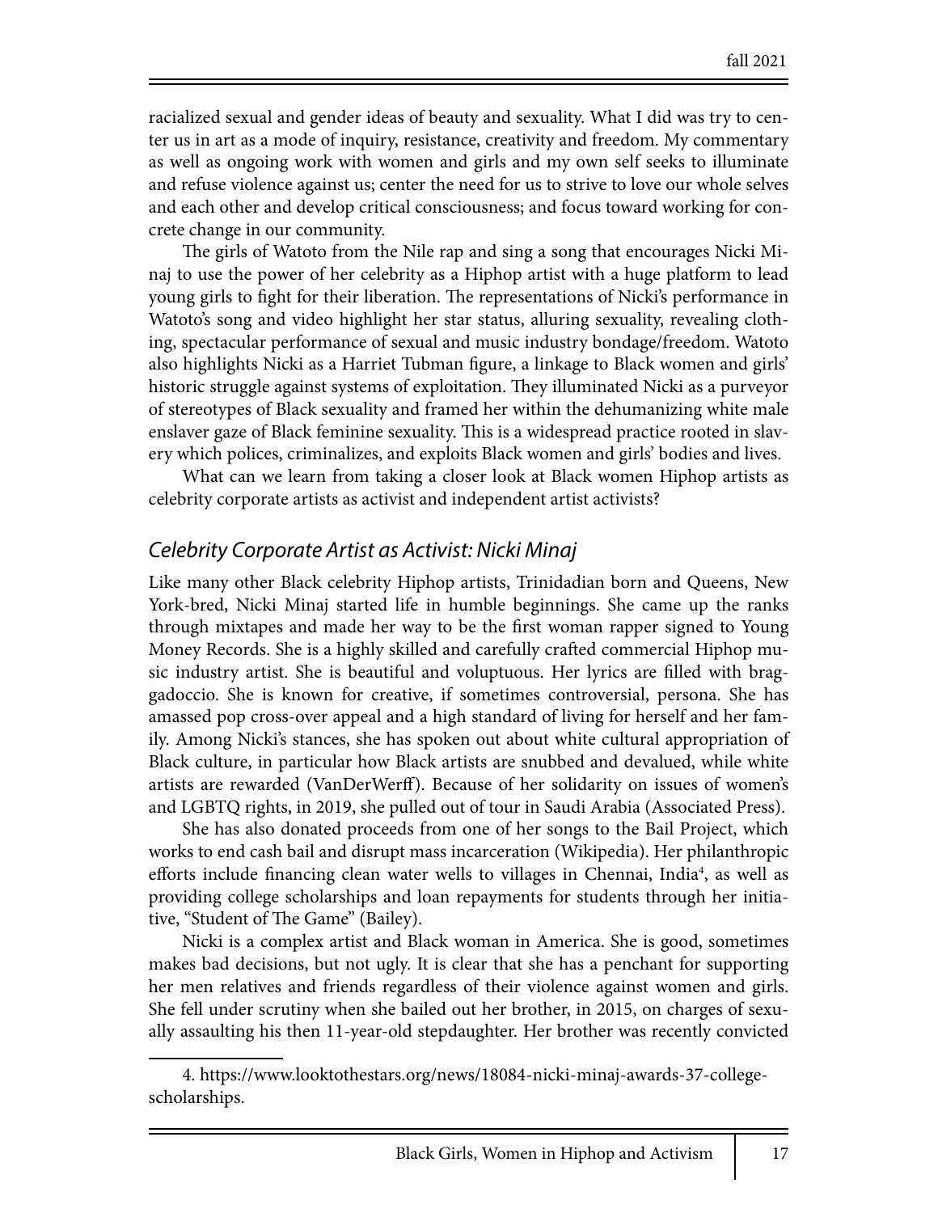racialized sexual and gender ideas of beauty and sexuality. What I did was try to center us in art as a mode of inquiry, resistance, creativity and freedom. My commentary as well as ongoing work with women and girls and my own self seeks to illuminate and refuse violence against us; center the need for us to strive to love our whole selves and each other and develop critical consciousness; and focus toward working for concrete change in our community.

The girls of Watoto from the Nile rap and sing a song that encourages Nicki Minaj to use the power of her celebrity as a Hiphop artist with a huge platform to lead young girls to fight for their liberation. The representations of Nicki's performance in Watoto's song and video highlight her star status, alluring sexuality, revealing clothing, spectacular performance of sexual and music industry bondage/freedom. Watoto also highlights Nicki as a Harriet Tubman figure, a linkage to Black women and girls' historic struggle against systems of exploitation. They illuminated Nicki as a purveyor of stereotypes of Black sexuality and framed her within the dehumanizing white male enslaver gaze of Black feminine sexuality. This is a widespread practice rooted in slavery which polices, criminalizes, and exploits Black women and girls' bodies and lives.

What can we learn from taking a closer look at Black women Hiphop artists as celebrity corporate artists as activist and independent artist activists?

## *Celebrity Corporate Artist as Activist: Nicki Minaj*

Like many other Black celebrity Hiphop artists, Trinidadian born and Queens, New York-bred, Nicki Minaj started life in humble beginnings. She came up the ranks through mixtapes and made her way to be the first woman rapper signed to Young Money Records. She is a highly skilled and carefully crafted commercial Hiphop music industry artist. She is beautiful and voluptuous. Her lyrics are filled with braggadoccio. She is known for creative, if sometimes controversial, persona. She has amassed pop cross-over appeal and a high standard of living for herself and her family. Among Nicki's stances, she has spoken out about white cultural appropriation of Black culture, in particular how Black artists are snubbed and devalued, while white artists are rewarded (VanDerWerff). Because of her solidarity on issues of women's and LGBTQ rights, in 2019, she pulled out of tour in Saudi Arabia (Associated Press).

She has also donated proceeds from one of her songs to the Bail Project, which works to end cash bail and disrupt mass incarceration (Wikipedia). Her philanthropic efforts include financing clean water wells to villages in Chennai, India[4], as well as providing college scholarships and loan repayments for students through her initiative, "Student of The Game" (Bailey).

Nicki is a complex artist and Black woman in America. She is good, sometimes makes bad decisions, but not ugly. It is clear that she has a penchant for supporting her men relatives and friends regardless of their violence against women and girls. She fell under scrutiny when she bailed out her brother, in 2015, on charges of sexually assaulting his then 11-year-old stepdaughter. Her brother was recently convicted

4. https://www.looktothestars.org/news/18084-nicki-minaj-awards-37-college-scholarships.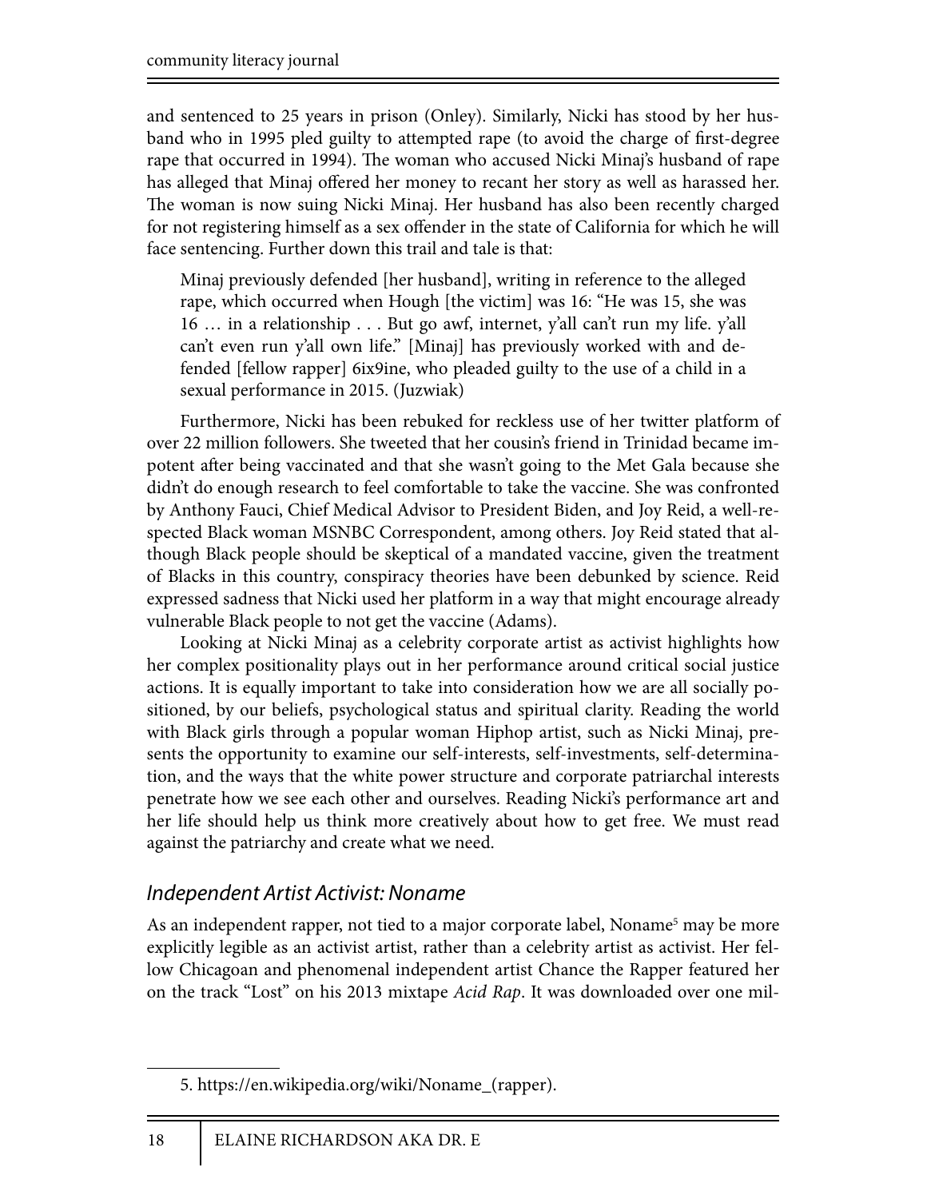and sentenced to 25 years in prison (Onley). Similarly, Nicki has stood by her husband who in 1995 pled guilty to attempted rape (to avoid the charge of first-degree rape that occurred in 1994). The woman who accused Nicki Minaj's husband of rape has alleged that Minaj offered her money to recant her story as well as harassed her. The woman is now suing Nicki Minaj. Her husband has also been recently charged for not registering himself as a sex offender in the state of California for which he will face sentencing. Further down this trail and tale is that:

> Minaj previously defended [her husband], writing in reference to the alleged rape, which occurred when Hough [the victim] was 16: "He was 15, she was 16 … in a relationship . . . But go awf, internet, y'all can't run my life. y'all can't even run y'all own life." [Minaj] has previously worked with and defended [fellow rapper] 6ix9ine, who pleaded guilty to the use of a child in a sexual performance in 2015. (Juzwiak)

Furthermore, Nicki has been rebuked for reckless use of her twitter platform of over 22 million followers. She tweeted that her cousin's friend in Trinidad became impotent after being vaccinated and that she wasn't going to the Met Gala because she didn't do enough research to feel comfortable to take the vaccine. She was confronted by Anthony Fauci, Chief Medical Advisor to President Biden, and Joy Reid, a well-respected Black woman MSNBC Correspondent, among others. Joy Reid stated that although Black people should be skeptical of a mandated vaccine, given the treatment of Blacks in this country, conspiracy theories have been debunked by science. Reid expressed sadness that Nicki used her platform in a way that might encourage already vulnerable Black people to not get the vaccine (Adams).

Looking at Nicki Minaj as a celebrity corporate artist as activist highlights how her complex positionality plays out in her performance around critical social justice actions. It is equally important to take into consideration how we are all socially positioned, by our beliefs, psychological status and spiritual clarity. Reading the world with Black girls through a popular woman Hiphop artist, such as Nicki Minaj, presents the opportunity to examine our self-interests, self-investments, self-determination, and the ways that the white power structure and corporate patriarchal interests penetrate how we see each other and ourselves. Reading Nicki's performance art and her life should help us think more creatively about how to get free. We must read against the patriarchy and create what we need.

## *Independent Artist Activist: Noname*

As an independent rapper, not tied to a major corporate label, Noname[5] may be more explicitly legible as an activist artist, rather than a celebrity artist as activist. Her fellow Chicagoan and phenomenal independent artist Chance the Rapper featured her on the track "Lost" on his 2013 mixtape *Acid Rap*. It was downloaded over one mil-

5. https://en.wikipedia.org/wiki/Noname_(rapper).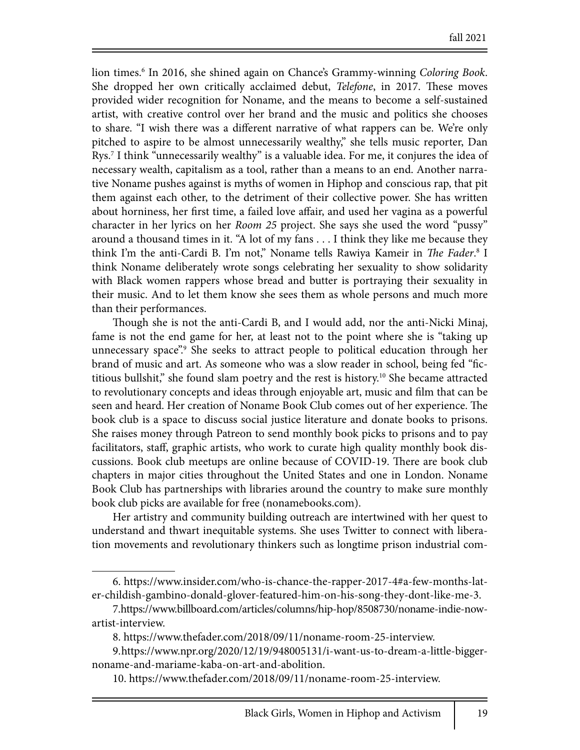lion times.[6] In 2016, she shined again on Chance's Grammy-winning *Coloring Book*. She dropped her own critically acclaimed debut, *Telefone*, in 2017. These moves provided wider recognition for Noname, and the means to become a self-sustained artist, with creative control over her brand and the music and politics she chooses to share. "I wish there was a different narrative of what rappers can be. We're only pitched to aspire to be almost unnecessarily wealthy," she tells music reporter, Dan Rys.[7] I think "unnecessarily wealthy" is a valuable idea. For me, it conjures the idea of necessary wealth, capitalism as a tool, rather than a means to an end. Another narrative Noname pushes against is myths of women in Hiphop and conscious rap, that pit them against each other, to the detriment of their collective power. She has written about horniness, her first time, a failed love affair, and used her vagina as a powerful character in her lyrics on her *Room 25* project. She says she used the word "pussy" around a thousand times in it. "A lot of my fans . . . I think they like me because they think I'm the anti-Cardi B. I'm not," Noname tells Rawiya Kameir in *The Fader*.[8] I think Noname deliberately wrote songs celebrating her sexuality to show solidarity with Black women rappers whose bread and butter is portraying their sexuality in their music. And to let them know she sees them as whole persons and much more than their performances.

Though she is not the anti-Cardi B, and I would add, nor the anti-Nicki Minaj, fame is not the end game for her, at least not to the point where she is "taking up unnecessary space".[9] She seeks to attract people to political education through her brand of music and art. As someone who was a slow reader in school, being fed "fictitious bullshit," she found slam poetry and the rest is history.[10] She became attracted to revolutionary concepts and ideas through enjoyable art, music and film that can be seen and heard. Her creation of Noname Book Club comes out of her experience. The book club is a space to discuss social justice literature and donate books to prisons. She raises money through Patreon to send monthly book picks to prisons and to pay facilitators, staff, graphic artists, who work to curate high quality monthly book discussions. Book club meetups are online because of COVID-19. There are book club chapters in major cities throughout the United States and one in London. Noname Book Club has partnerships with libraries around the country to make sure monthly book club picks are available for free (nonamebooks.com).

Her artistry and community building outreach are intertwined with her quest to understand and thwart inequitable systems. She uses Twitter to connect with liberation movements and revolutionary thinkers such as longtime prison industrial com-

---

6. https://www.insider.com/who-is-chance-the-rapper-2017-4#a-few-months-later-childish-gambino-donald-glover-featured-him-on-his-song-they-dont-like-me-3.

7. https://www.billboard.com/articles/columns/hip-hop/8508730/noname-indie-now-artist-interview.

8. https://www.thefader.com/2018/09/11/noname-room-25-interview.

9. https://www.npr.org/2020/12/19/948005131/i-want-us-to-dream-a-little-bigger-noname-and-mariame-kaba-on-art-and-abolition.

10. https://www.thefader.com/2018/09/11/noname-room-25-interview.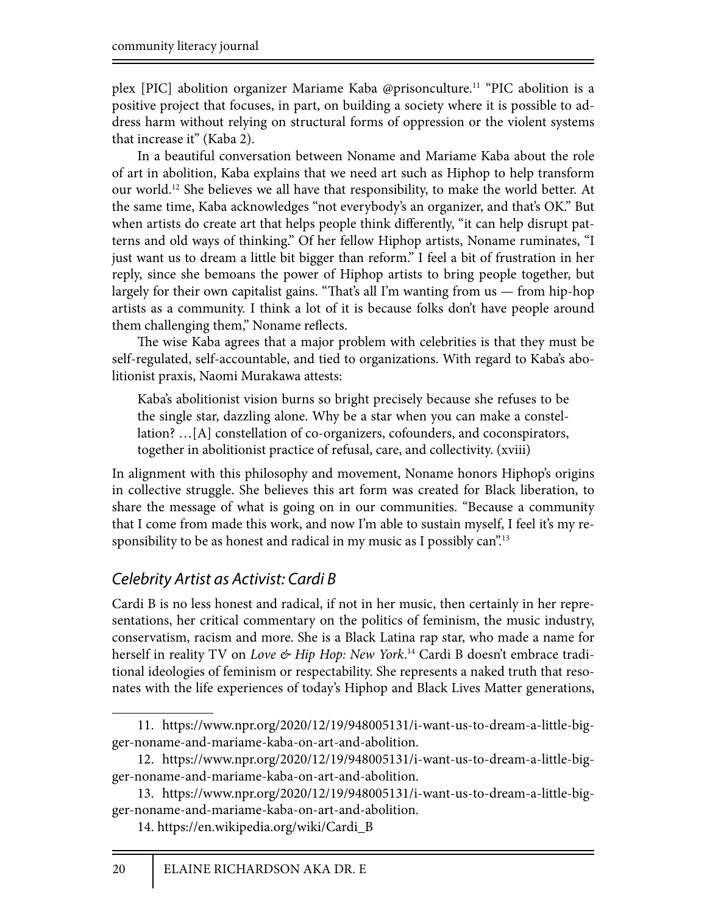plex [PIC] abolition organizer Mariame Kaba @prisonculture.[11] "PIC abolition is a positive project that focuses, in part, on building a society where it is possible to address harm without relying on structural forms of oppression or the violent systems that increase it" (Kaba 2).

In a beautiful conversation between Noname and Mariame Kaba about the role of art in abolition, Kaba explains that we need art such as Hiphop to help transform our world.[12] She believes we all have that responsibility, to make the world better. At the same time, Kaba acknowledges "not everybody's an organizer, and that's OK." But when artists do create art that helps people think differently, "it can help disrupt patterns and old ways of thinking." Of her fellow Hiphop artists, Noname ruminates, "I just want us to dream a little bit bigger than reform." I feel a bit of frustration in her reply, since she bemoans the power of Hiphop artists to bring people together, but largely for their own capitalist gains. "That's all I'm wanting from us — from hip-hop artists as a community. I think a lot of it is because folks don't have people around them challenging them," Noname reflects.

The wise Kaba agrees that a major problem with celebrities is that they must be self-regulated, self-accountable, and tied to organizations. With regard to Kaba's abolitionist praxis, Naomi Murakawa attests:

> Kaba's abolitionist vision burns so bright precisely because she refuses to be the single star, dazzling alone. Why be a star when you can make a constellation? …[A] constellation of co-organizers, cofounders, and coconspirators, together in abolitionist practice of refusal, care, and collectivity. (xviii)

In alignment with this philosophy and movement, Noname honors Hiphop's origins in collective struggle. She believes this art form was created for Black liberation, to share the message of what is going on in our communities. "Because a community that I come from made this work, and now I'm able to sustain myself, I feel it's my responsibility to be as honest and radical in my music as I possibly can".[13]

### *Celebrity Artist as Activist: Cardi B*

Cardi B is no less honest and radical, if not in her music, then certainly in her representations, her critical commentary on the politics of feminism, the music industry, conservatism, racism and more. She is a Black Latina rap star, who made a name for herself in reality TV on *Love & Hip Hop: New York*.[14] Cardi B doesn't embrace traditional ideologies of feminism or respectability. She represents a naked truth that resonates with the life experiences of today's Hiphop and Black Lives Matter generations,

---

11. https://www.npr.org/2020/12/19/948005131/i-want-us-to-dream-a-little-bigger-noname-and-mariame-kaba-on-art-and-abolition.

12. https://www.npr.org/2020/12/19/948005131/i-want-us-to-dream-a-little-bigger-noname-and-mariame-kaba-on-art-and-abolition.

13. https://www.npr.org/2020/12/19/948005131/i-want-us-to-dream-a-little-bigger-noname-and-mariame-kaba-on-art-and-abolition.

14. https://en.wikipedia.org/wiki/Cardi_B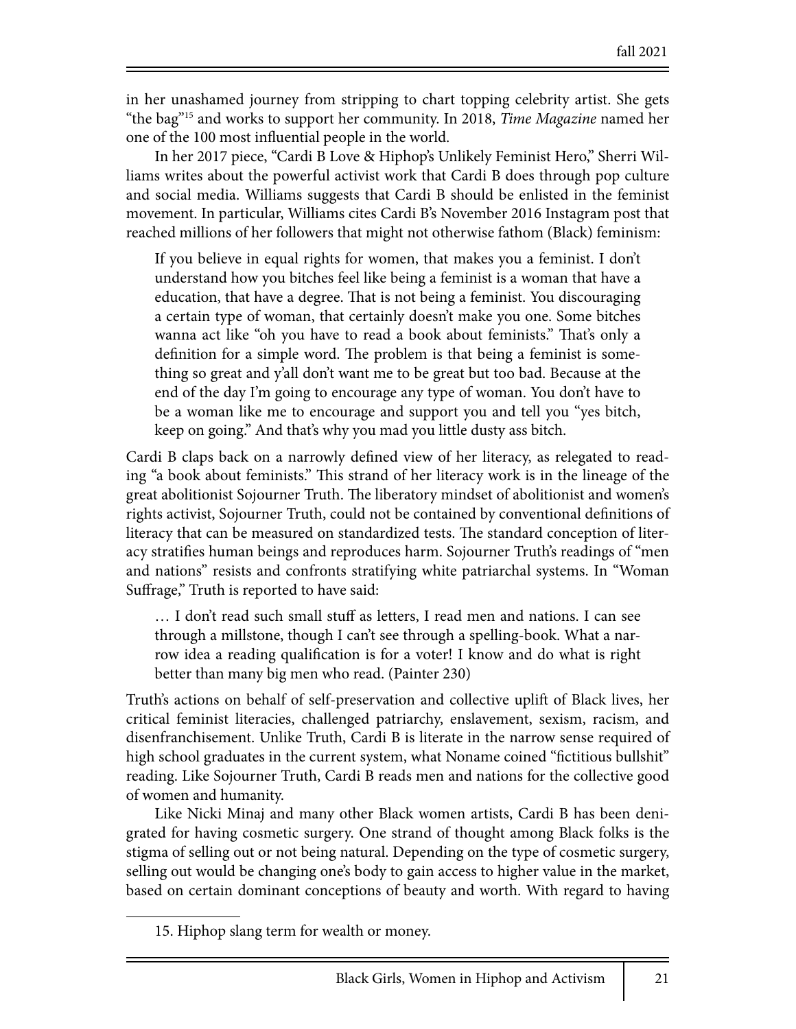in her unashamed journey from stripping to chart topping celebrity artist. She gets "the bag"[15] and works to support her community. In 2018, *Time Magazine* named her one of the 100 most influential people in the world.

In her 2017 piece, "Cardi B Love & Hiphop's Unlikely Feminist Hero," Sherri Williams writes about the powerful activist work that Cardi B does through pop culture and social media. Williams suggests that Cardi B should be enlisted in the feminist movement. In particular, Williams cites Cardi B's November 2016 Instagram post that reached millions of her followers that might not otherwise fathom (Black) feminism:

> If you believe in equal rights for women, that makes you a feminist. I don't understand how you bitches feel like being a feminist is a woman that have a education, that have a degree. That is not being a feminist. You discouraging a certain type of woman, that certainly doesn't make you one. Some bitches wanna act like "oh you have to read a book about feminists." That's only a definition for a simple word. The problem is that being a feminist is something so great and y'all don't want me to be great but too bad. Because at the end of the day I'm going to encourage any type of woman. You don't have to be a woman like me to encourage and support you and tell you "yes bitch, keep on going." And that's why you mad you little dusty ass bitch.

Cardi B claps back on a narrowly defined view of her literacy, as relegated to reading "a book about feminists." This strand of her literacy work is in the lineage of the great abolitionist Sojourner Truth. The liberatory mindset of abolitionist and women's rights activist, Sojourner Truth, could not be contained by conventional definitions of literacy that can be measured on standardized tests. The standard conception of literacy stratifies human beings and reproduces harm. Sojourner Truth's readings of "men and nations" resists and confronts stratifying white patriarchal systems. In "Woman Suffrage," Truth is reported to have said:

> … I don't read such small stuff as letters, I read men and nations. I can see through a millstone, though I can't see through a spelling-book. What a narrow idea a reading qualification is for a voter! I know and do what is right better than many big men who read. (Painter 230)

Truth's actions on behalf of self-preservation and collective uplift of Black lives, her critical feminist literacies, challenged patriarchy, enslavement, sexism, racism, and disenfranchisement. Unlike Truth, Cardi B is literate in the narrow sense required of high school graduates in the current system, what Noname coined "fictitious bullshit" reading. Like Sojourner Truth, Cardi B reads men and nations for the collective good of women and humanity.

Like Nicki Minaj and many other Black women artists, Cardi B has been denigrated for having cosmetic surgery. One strand of thought among Black folks is the stigma of selling out or not being natural. Depending on the type of cosmetic surgery, selling out would be changing one's body to gain access to higher value in the market, based on certain dominant conceptions of beauty and worth. With regard to having

---

15. Hiphop slang term for wealth or money.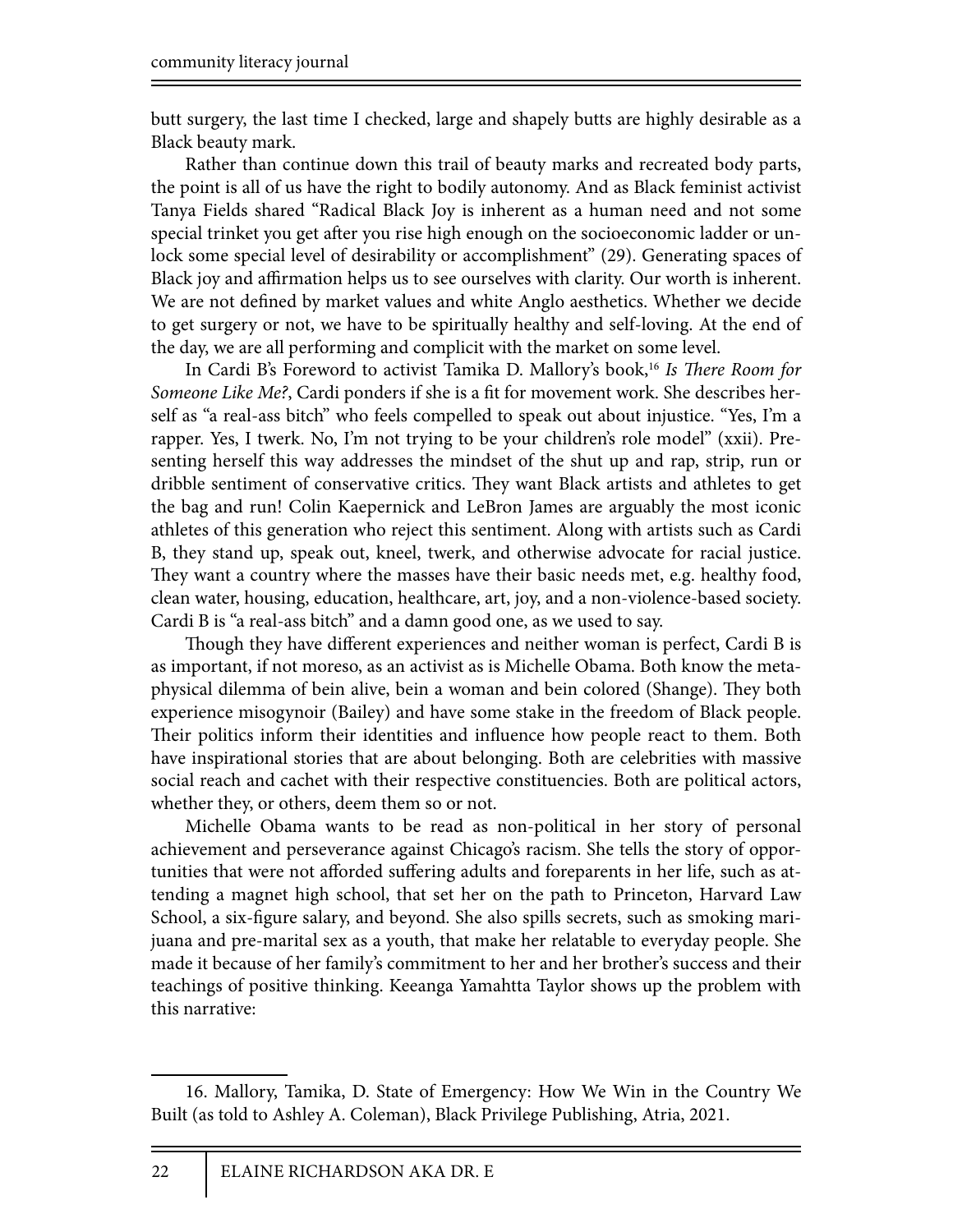butt surgery, the last time I checked, large and shapely butts are highly desirable as a Black beauty mark.

Rather than continue down this trail of beauty marks and recreated body parts, the point is all of us have the right to bodily autonomy. And as Black feminist activist Tanya Fields shared "Radical Black Joy is inherent as a human need and not some special trinket you get after you rise high enough on the socioeconomic ladder or unlock some special level of desirability or accomplishment" (29). Generating spaces of Black joy and affirmation helps us to see ourselves with clarity. Our worth is inherent. We are not defined by market values and white Anglo aesthetics. Whether we decide to get surgery or not, we have to be spiritually healthy and self-loving. At the end of the day, we are all performing and complicit with the market on some level.

In Cardi B's Foreword to activist Tamika D. Mallory's book,[16] *Is There Room for Someone Like Me?*, Cardi ponders if she is a fit for movement work. She describes herself as "a real-ass bitch" who feels compelled to speak out about injustice. "Yes, I'm a rapper. Yes, I twerk. No, I'm not trying to be your children's role model" (xxii). Presenting herself this way addresses the mindset of the shut up and rap, strip, run or dribble sentiment of conservative critics. They want Black artists and athletes to get the bag and run! Colin Kaepernick and LeBron James are arguably the most iconic athletes of this generation who reject this sentiment. Along with artists such as Cardi B, they stand up, speak out, kneel, twerk, and otherwise advocate for racial justice. They want a country where the masses have their basic needs met, e.g. healthy food, clean water, housing, education, healthcare, art, joy, and a non-violence-based society. Cardi B is "a real-ass bitch" and a damn good one, as we used to say.

Though they have different experiences and neither woman is perfect, Cardi B is as important, if not moreso, as an activist as is Michelle Obama. Both know the metaphysical dilemma of bein alive, bein a woman and bein colored (Shange). They both experience misogynoir (Bailey) and have some stake in the freedom of Black people. Their politics inform their identities and influence how people react to them. Both have inspirational stories that are about belonging. Both are celebrities with massive social reach and cachet with their respective constituencies. Both are political actors, whether they, or others, deem them so or not.

Michelle Obama wants to be read as non-political in her story of personal achievement and perseverance against Chicago's racism. She tells the story of opportunities that were not afforded suffering adults and foreparents in her life, such as attending a magnet high school, that set her on the path to Princeton, Harvard Law School, a six-figure salary, and beyond. She also spills secrets, such as smoking marijuana and pre-marital sex as a youth, that make her relatable to everyday people. She made it because of her family's commitment to her and her brother's success and their teachings of positive thinking. Keeanga Yamahtta Taylor shows up the problem with this narrative:

16. Mallory, Tamika, D. State of Emergency: How We Win in the Country We Built (as told to Ashley A. Coleman), Black Privilege Publishing, Atria, 2021.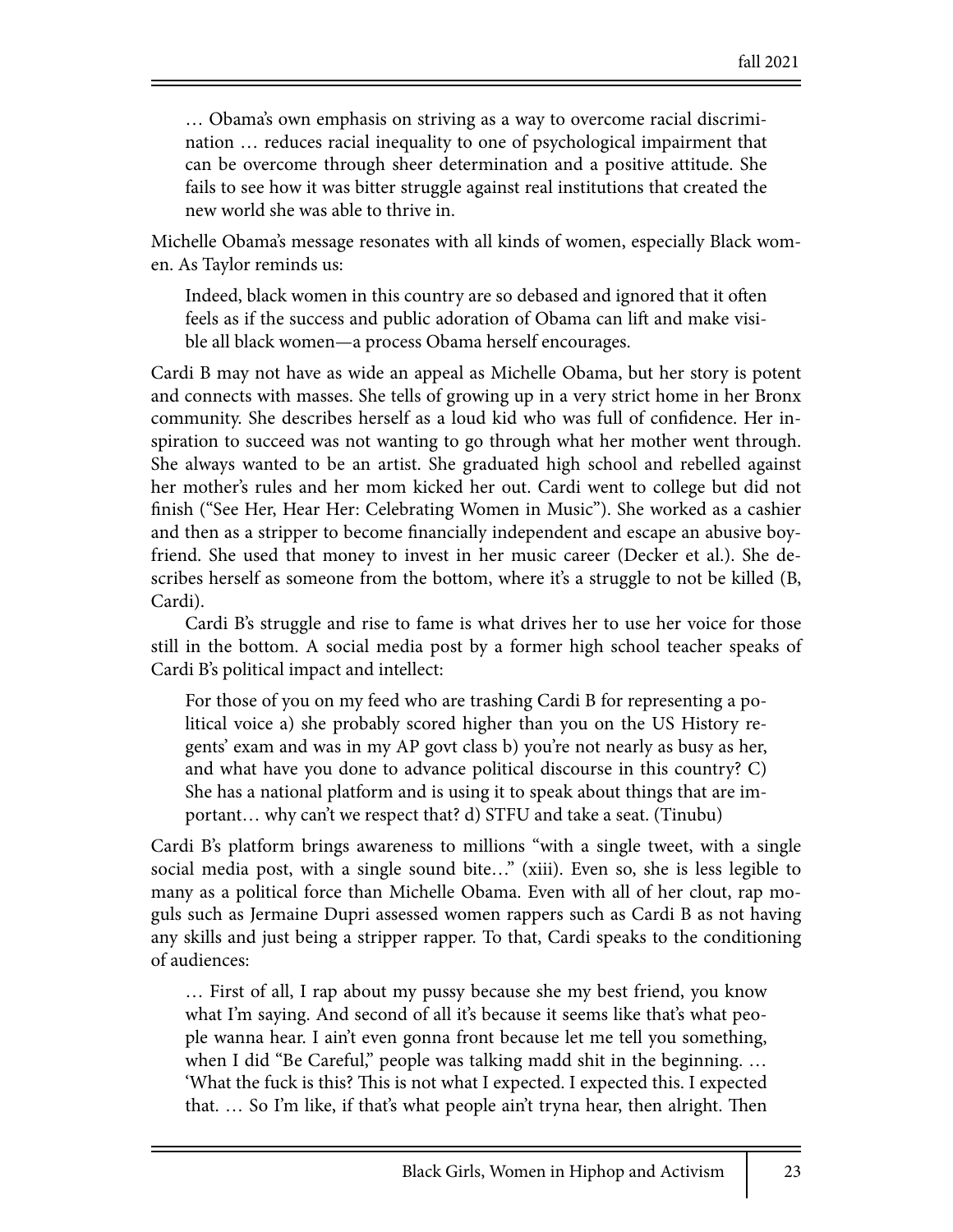> … Obama's own emphasis on striving as a way to overcome racial discrimination … reduces racial inequality to one of psychological impairment that can be overcome through sheer determination and a positive attitude. She fails to see how it was bitter struggle against real institutions that created the new world she was able to thrive in.

Michelle Obama's message resonates with all kinds of women, especially Black women. As Taylor reminds us:

> Indeed, black women in this country are so debased and ignored that it often feels as if the success and public adoration of Obama can lift and make visible all black women—a process Obama herself encourages.

Cardi B may not have as wide an appeal as Michelle Obama, but her story is potent and connects with masses. She tells of growing up in a very strict home in her Bronx community. She describes herself as a loud kid who was full of confidence. Her inspiration to succeed was not wanting to go through what her mother went through. She always wanted to be an artist. She graduated high school and rebelled against her mother's rules and her mom kicked her out. Cardi went to college but did not finish ("See Her, Hear Her: Celebrating Women in Music"). She worked as a cashier and then as a stripper to become financially independent and escape an abusive boyfriend. She used that money to invest in her music career (Decker et al.). She describes herself as someone from the bottom, where it's a struggle to not be killed (B, Cardi).

Cardi B's struggle and rise to fame is what drives her to use her voice for those still in the bottom. A social media post by a former high school teacher speaks of Cardi B's political impact and intellect:

> For those of you on my feed who are trashing Cardi B for representing a political voice a) she probably scored higher than you on the US History regents' exam and was in my AP govt class b) you're not nearly as busy as her, and what have you done to advance political discourse in this country? C) She has a national platform and is using it to speak about things that are important… why can't we respect that? d) STFU and take a seat. (Tinubu)

Cardi B's platform brings awareness to millions "with a single tweet, with a single social media post, with a single sound bite…" (xiii). Even so, she is less legible to many as a political force than Michelle Obama. Even with all of her clout, rap moguls such as Jermaine Dupri assessed women rappers such as Cardi B as not having any skills and just being a stripper rapper. To that, Cardi speaks to the conditioning of audiences:

> … First of all, I rap about my pussy because she my best friend, you know what I'm saying. And second of all it's because it seems like that's what people wanna hear. I ain't even gonna front because let me tell you something, when I did "Be Careful," people was talking madd shit in the beginning. … 'What the fuck is this? This is not what I expected. I expected this. I expected that. … So I'm like, if that's what people ain't tryna hear, then alright. Then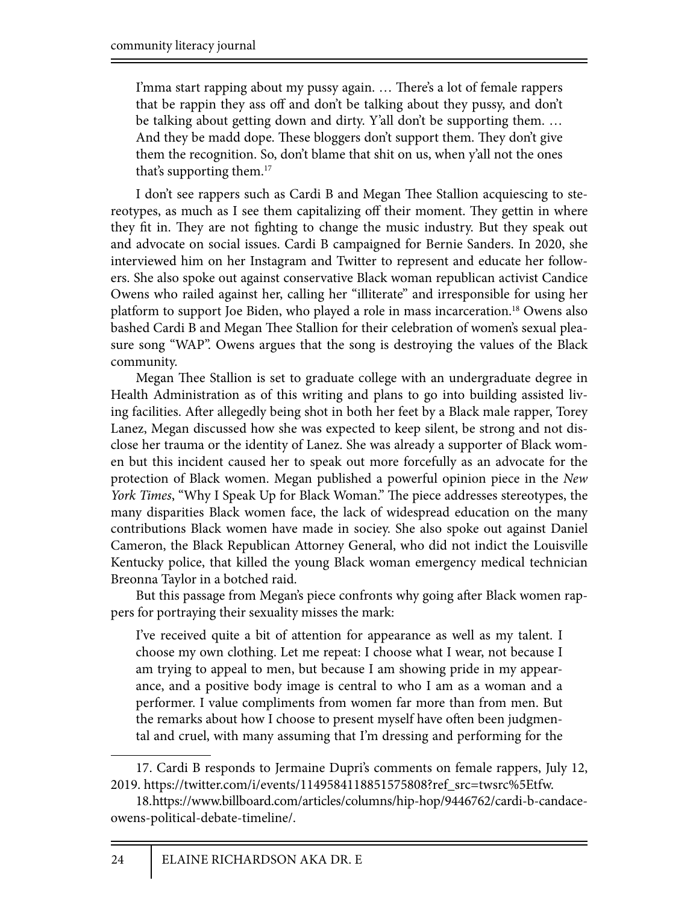> I'mma start rapping about my pussy again. … There's a lot of female rappers that be rappin they ass off and don't be talking about they pussy, and don't be talking about getting down and dirty. Y'all don't be supporting them. … And they be madd dope. These bloggers don't support them. They don't give them the recognition. So, don't blame that shit on us, when y'all not the ones that's supporting them.[17]

I don't see rappers such as Cardi B and Megan Thee Stallion acquiescing to stereotypes, as much as I see them capitalizing off their moment. They gettin in where they fit in. They are not fighting to change the music industry. But they speak out and advocate on social issues. Cardi B campaigned for Bernie Sanders. In 2020, she interviewed him on her Instagram and Twitter to represent and educate her followers. She also spoke out against conservative Black woman republican activist Candice Owens who railed against her, calling her "illiterate" and irresponsible for using her platform to support Joe Biden, who played a role in mass incarceration.[18] Owens also bashed Cardi B and Megan Thee Stallion for their celebration of women's sexual pleasure song "WAP". Owens argues that the song is destroying the values of the Black community.

Megan Thee Stallion is set to graduate college with an undergraduate degree in Health Administration as of this writing and plans to go into building assisted living facilities. After allegedly being shot in both her feet by a Black male rapper, Torey Lanez, Megan discussed how she was expected to keep silent, be strong and not disclose her trauma or the identity of Lanez. She was already a supporter of Black women but this incident caused her to speak out more forcefully as an advocate for the protection of Black women. Megan published a powerful opinion piece in the *New York Times*, "Why I Speak Up for Black Woman." The piece addresses stereotypes, the many disparities Black women face, the lack of widespread education on the many contributions Black women have made in sociey. She also spoke out against Daniel Cameron, the Black Republican Attorney General, who did not indict the Louisville Kentucky police, that killed the young Black woman emergency medical technician Breonna Taylor in a botched raid.

But this passage from Megan's piece confronts why going after Black women rappers for portraying their sexuality misses the mark:

> I've received quite a bit of attention for appearance as well as my talent. I choose my own clothing. Let me repeat: I choose what I wear, not because I am trying to appeal to men, but because I am showing pride in my appearance, and a positive body image is central to who I am as a woman and a performer. I value compliments from women far more than from men. But the remarks about how I choose to present myself have often been judgmental and cruel, with many assuming that I'm dressing and performing for the

17. Cardi B responds to Jermaine Dupri's comments on female rappers, July 12, 2019. https://twitter.com/i/events/1149584118851575808?ref_src=twsrc%5Etfw.

18.https://www.billboard.com/articles/columns/hip-hop/9446762/cardi-b-candace-owens-political-debate-timeline/.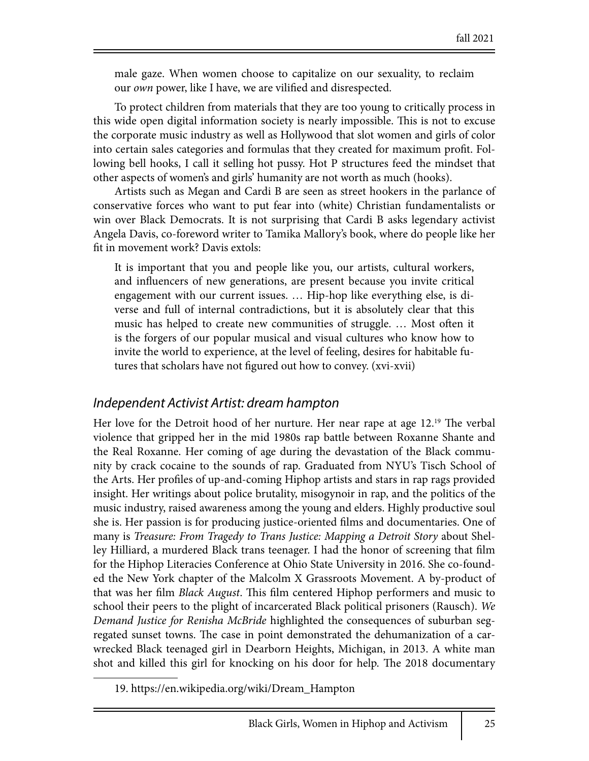male gaze. When women choose to capitalize on our sexuality, to reclaim our *own* power, like I have, we are vilified and disrespected.

To protect children from materials that they are too young to critically process in this wide open digital information society is nearly impossible. This is not to excuse the corporate music industry as well as Hollywood that slot women and girls of color into certain sales categories and formulas that they created for maximum profit. Following bell hooks, I call it selling hot pussy. Hot P structures feed the mindset that other aspects of women's and girls' humanity are not worth as much (hooks).

Artists such as Megan and Cardi B are seen as street hookers in the parlance of conservative forces who want to put fear into (white) Christian fundamentalists or win over Black Democrats. It is not surprising that Cardi B asks legendary activist Angela Davis, co-foreword writer to Tamika Mallory's book, where do people like her fit in movement work? Davis extols:

> It is important that you and people like you, our artists, cultural workers, and influencers of new generations, are present because you invite critical engagement with our current issues. … Hip-hop like everything else, is diverse and full of internal contradictions, but it is absolutely clear that this music has helped to create new communities of struggle. … Most often it is the forgers of our popular musical and visual cultures who know how to invite the world to experience, at the level of feeling, desires for habitable futures that scholars have not figured out how to convey. (xvi-xvii)

## *Independent Activist Artist: dream hampton*

Her love for the Detroit hood of her nurture. Her near rape at age 12.[19] The verbal violence that gripped her in the mid 1980s rap battle between Roxanne Shante and the Real Roxanne. Her coming of age during the devastation of the Black community by crack cocaine to the sounds of rap. Graduated from NYU's Tisch School of the Arts. Her profiles of up-and-coming Hiphop artists and stars in rap rags provided insight. Her writings about police brutality, misogynoir in rap, and the politics of the music industry, raised awareness among the young and elders. Highly productive soul she is. Her passion is for producing justice-oriented films and documentaries. One of many is *Treasure: From Tragedy to Trans Justice: Mapping a Detroit Story* about Shelley Hilliard, a murdered Black trans teenager. I had the honor of screening that film for the Hiphop Literacies Conference at Ohio State University in 2016. She co-founded the New York chapter of the Malcolm X Grassroots Movement. A by-product of that was her film *Black August*. This film centered Hiphop performers and music to school their peers to the plight of incarcerated Black political prisoners (Rausch). *We Demand Justice for Renisha McBride* highlighted the consequences of suburban segregated sunset towns. The case in point demonstrated the dehumanization of a car-wrecked Black teenaged girl in Dearborn Heights, Michigan, in 2013. A white man shot and killed this girl for knocking on his door for help. The 2018 documentary

19. https://en.wikipedia.org/wiki/Dream_Hampton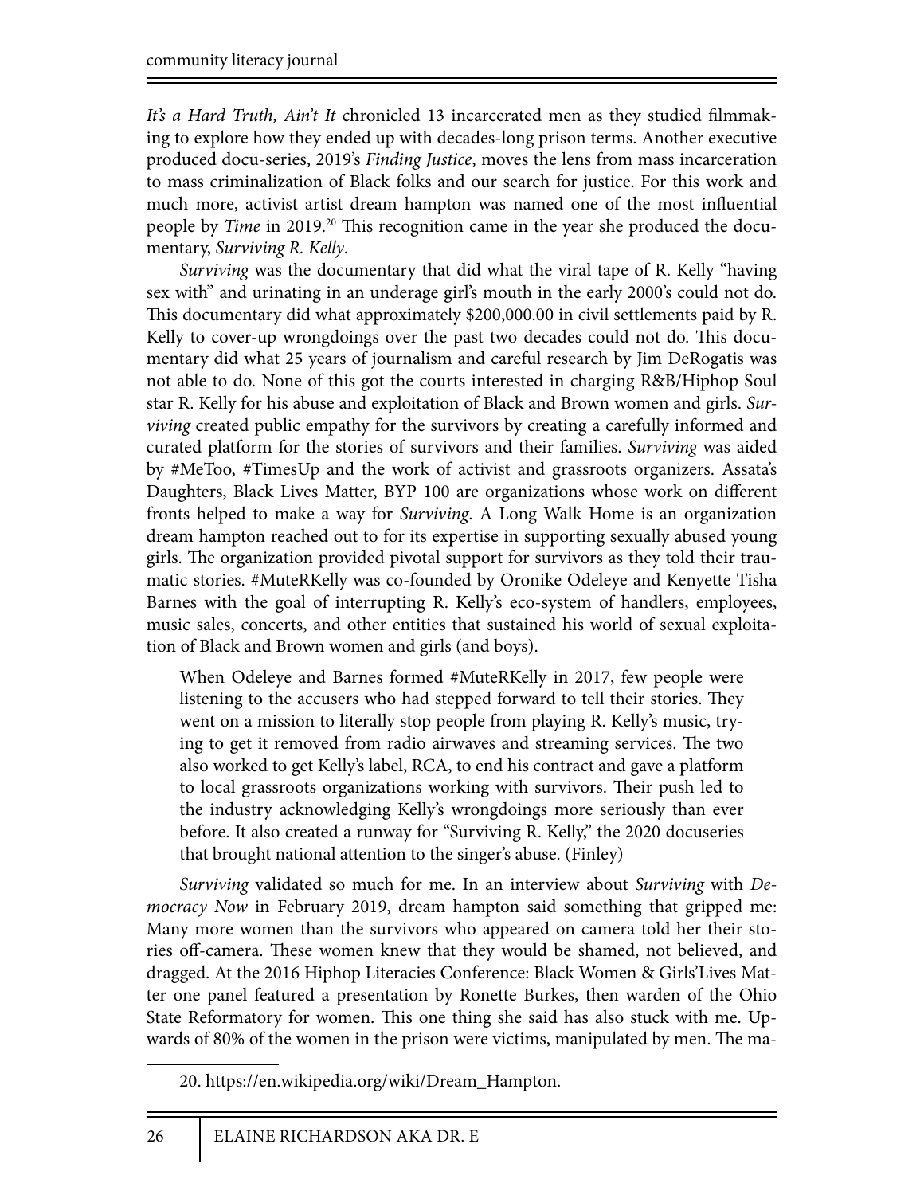*It's a Hard Truth, Ain't It* chronicled 13 incarcerated men as they studied filmmaking to explore how they ended up with decades-long prison terms. Another executive produced docu-series, 2019's *Finding Justice*, moves the lens from mass incarceration to mass criminalization of Black folks and our search for justice. For this work and much more, activist artist dream hampton was named one of the most influential people by *Time* in 2019.[20] This recognition came in the year she produced the documentary, *Surviving R. Kelly*.

*Surviving* was the documentary that did what the viral tape of R. Kelly "having sex with" and urinating in an underage girl's mouth in the early 2000's could not do. This documentary did what approximately $200,000.00 in civil settlements paid by R. Kelly to cover-up wrongdoings over the past two decades could not do. This documentary did what 25 years of journalism and careful research by Jim DeRogatis was not able to do. None of this got the courts interested in charging R&B/Hiphop Soul star R. Kelly for his abuse and exploitation of Black and Brown women and girls. *Surviving* created public empathy for the survivors by creating a carefully informed and curated platform for the stories of survivors and their families. *Surviving* was aided by #MeToo, #TimesUp and the work of activist and grassroots organizers. Assata's Daughters, Black Lives Matter, BYP 100 are organizations whose work on different fronts helped to make a way for *Surviving*. A Long Walk Home is an organization dream hampton reached out to for its expertise in supporting sexually abused young girls. The organization provided pivotal support for survivors as they told their traumatic stories. #MuteRKelly was co-founded by Oronike Odeleye and Kenyette Tisha Barnes with the goal of interrupting R. Kelly's eco-system of handlers, employees, music sales, concerts, and other entities that sustained his world of sexual exploitation of Black and Brown women and girls (and boys).

> When Odeleye and Barnes formed #MuteRKelly in 2017, few people were listening to the accusers who had stepped forward to tell their stories. They went on a mission to literally stop people from playing R. Kelly's music, trying to get it removed from radio airwaves and streaming services. The two also worked to get Kelly's label, RCA, to end his contract and gave a platform to local grassroots organizations working with survivors. Their push led to the industry acknowledging Kelly's wrongdoings more seriously than ever before. It also created a runway for "Surviving R. Kelly," the 2020 docuseries that brought national attention to the singer's abuse. (Finley)

*Surviving* validated so much for me. In an interview about *Surviving* with *Democracy Now* in February 2019, dream hampton said something that gripped me: Many more women than the survivors who appeared on camera told her their stories off-camera. These women knew that they would be shamed, not believed, and dragged. At the 2016 Hiphop Literacies Conference: Black Women & Girls'Lives Matter one panel featured a presentation by Ronette Burkes, then warden of the Ohio State Reformatory for women. This one thing she said has also stuck with me. Upwards of 80% of the women in the prison were victims, manipulated by men. The ma-

20. https://en.wikipedia.org/wiki/Dream_Hampton.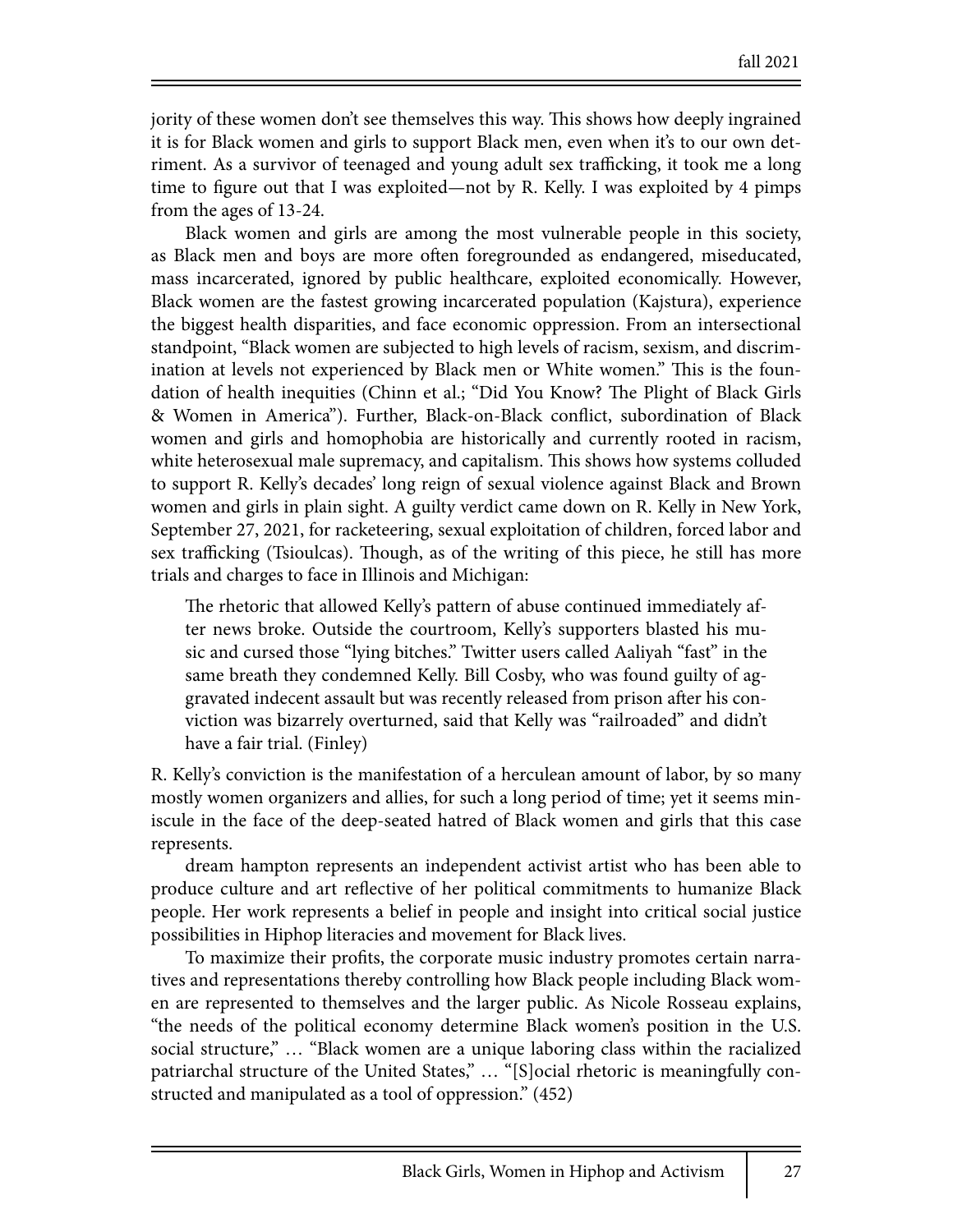jority of these women don't see themselves this way. This shows how deeply ingrained it is for Black women and girls to support Black men, even when it's to our own detriment. As a survivor of teenaged and young adult sex trafficking, it took me a long time to figure out that I was exploited—not by R. Kelly. I was exploited by 4 pimps from the ages of 13-24.

Black women and girls are among the most vulnerable people in this society, as Black men and boys are more often foregrounded as endangered, miseducated, mass incarcerated, ignored by public healthcare, exploited economically. However, Black women are the fastest growing incarcerated population (Kajstura), experience the biggest health disparities, and face economic oppression. From an intersectional standpoint, "Black women are subjected to high levels of racism, sexism, and discrimination at levels not experienced by Black men or White women." This is the foundation of health inequities (Chinn et al.; "Did You Know? The Plight of Black Girls & Women in America"). Further, Black-on-Black conflict, subordination of Black women and girls and homophobia are historically and currently rooted in racism, white heterosexual male supremacy, and capitalism. This shows how systems colluded to support R. Kelly's decades' long reign of sexual violence against Black and Brown women and girls in plain sight. A guilty verdict came down on R. Kelly in New York, September 27, 2021, for racketeering, sexual exploitation of children, forced labor and sex trafficking (Tsioulcas). Though, as of the writing of this piece, he still has more trials and charges to face in Illinois and Michigan:

> The rhetoric that allowed Kelly's pattern of abuse continued immediately after news broke. Outside the courtroom, Kelly's supporters blasted his music and cursed those "lying bitches." Twitter users called Aaliyah "fast" in the same breath they condemned Kelly. Bill Cosby, who was found guilty of aggravated indecent assault but was recently released from prison after his conviction was bizarrely overturned, said that Kelly was "railroaded" and didn't have a fair trial. (Finley)

R. Kelly's conviction is the manifestation of a herculean amount of labor, by so many mostly women organizers and allies, for such a long period of time; yet it seems miniscule in the face of the deep-seated hatred of Black women and girls that this case represents.

dream hampton represents an independent activist artist who has been able to produce culture and art reflective of her political commitments to humanize Black people. Her work represents a belief in people and insight into critical social justice possibilities in Hiphop literacies and movement for Black lives.

To maximize their profits, the corporate music industry promotes certain narratives and representations thereby controlling how Black people including Black women are represented to themselves and the larger public. As Nicole Rosseau explains, "the needs of the political economy determine Black women's position in the U.S. social structure," … "Black women are a unique laboring class within the racialized patriarchal structure of the United States," … "[S]ocial rhetoric is meaningfully constructed and manipulated as a tool of oppression." (452)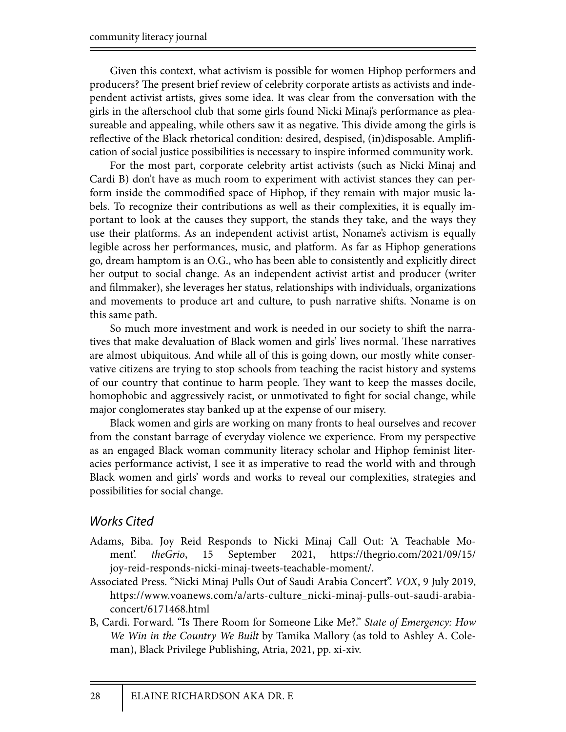Given this context, what activism is possible for women Hiphop performers and producers? The present brief review of celebrity corporate artists as activists and independent activist artists, gives some idea. It was clear from the conversation with the girls in the afterschool club that some girls found Nicki Minaj's performance as pleasureable and appealing, while others saw it as negative. This divide among the girls is reflective of the Black rhetorical condition: desired, despised, (in)disposable. Amplification of social justice possibilities is necessary to inspire informed community work.

For the most part, corporate celebrity artist activists (such as Nicki Minaj and Cardi B) don't have as much room to experiment with activist stances they can perform inside the commodified space of Hiphop, if they remain with major music labels. To recognize their contributions as well as their complexities, it is equally important to look at the causes they support, the stands they take, and the ways they use their platforms. As an independent activist artist, Noname's activism is equally legible across her performances, music, and platform. As far as Hiphop generations go, dream hamptom is an O.G., who has been able to consistently and explicitly direct her output to social change. As an independent activist artist and producer (writer and filmmaker), she leverages her status, relationships with individuals, organizations and movements to produce art and culture, to push narrative shifts. Noname is on this same path.

So much more investment and work is needed in our society to shift the narratives that make devaluation of Black women and girls' lives normal. These narratives are almost ubiquitous. And while all of this is going down, our mostly white conservative citizens are trying to stop schools from teaching the racist history and systems of our country that continue to harm people. They want to keep the masses docile, homophobic and aggressively racist, or unmotivated to fight for social change, while major conglomerates stay banked up at the expense of our misery.

Black women and girls are working on many fronts to heal ourselves and recover from the constant barrage of everyday violence we experience. From my perspective as an engaged Black woman community literacy scholar and Hiphop feminist literacies performance activist, I see it as imperative to read the world with and through Black women and girls' words and works to reveal our complexities, strategies and possibilities for social change.

## *Works Cited*

Adams, Biba. Joy Reid Responds to Nicki Minaj Call Out: 'A Teachable Moment'. *theGrio*, 15 September 2021, https://thegrio.com/2021/09/15/joy-reid-responds-nicki-minaj-tweets-teachable-moment/.

Associated Press. "Nicki Minaj Pulls Out of Saudi Arabia Concert". *VOX*, 9 July 2019, https://www.voanews.com/a/arts-culture_nicki-minaj-pulls-out-saudi-arabia-concert/6171468.html

B, Cardi. Forward. "Is There Room for Someone Like Me?." *State of Emergency: How We Win in the Country We Built* by Tamika Mallory (as told to Ashley A. Coleman), Black Privilege Publishing, Atria, 2021, pp. xi-xiv.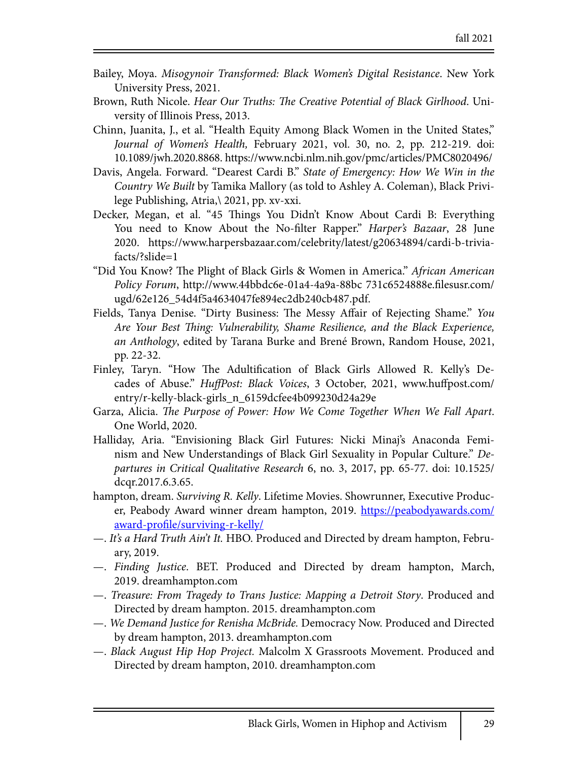Bailey, Moya. *Misogynoir Transformed: Black Women's Digital Resistance*. New York University Press, 2021.

Brown, Ruth Nicole. *Hear Our Truths: The Creative Potential of Black Girlhood*. University of Illinois Press, 2013.

Chinn, Juanita, J., et al. "Health Equity Among Black Women in the United States," *Journal of Women's Health,* February 2021, vol. 30, no. 2, pp. 212-219. doi: 10.1089/jwh.2020.8868. https://www.ncbi.nlm.nih.gov/pmc/articles/PMC8020496/

Davis, Angela. Forward. "Dearest Cardi B." *State of Emergency: How We Win in the Country We Built* by Tamika Mallory (as told to Ashley A. Coleman), Black Privilege Publishing, Atria,\ 2021, pp. xv-xxi.

Decker, Megan, et al. "45 Things You Didn't Know About Cardi B: Everything You need to Know About the No-filter Rapper." *Harper's Bazaar*, 28 June 2020. https://www.harpersbazaar.com/celebrity/latest/g20634894/cardi-b-trivia-facts/?slide=1

"Did You Know? The Plight of Black Girls & Women in America." *African American Policy Forum*, http://www.44bbdc6e-01a4-4a9a-88bc 731c6524888e.filesusr.com/ugd/62e126_54d4f5a4634047fe894ec2db240cb487.pdf.

Fields, Tanya Denise. "Dirty Business: The Messy Affair of Rejecting Shame." *You Are Your Best Thing: Vulnerability, Shame Resilience, and the Black Experience, an Anthology*, edited by Tarana Burke and Brené Brown, Random House, 2021, pp. 22-32.

Finley, Taryn. "How The Adultification of Black Girls Allowed R. Kelly's Decades of Abuse." *HuffPost: Black Voices*, 3 October, 2021, www.huffpost.com/entry/r-kelly-black-girls_n_6159dcfee4b099230d24a29e

Garza, Alicia. *The Purpose of Power: How We Come Together When We Fall Apart*. One World, 2020.

Halliday, Aria. "Envisioning Black Girl Futures: Nicki Minaj's Anaconda Feminism and New Understandings of Black Girl Sexuality in Popular Culture." *Departures in Critical Qualitative Research* 6, no. 3, 2017, pp. 65-77. doi: 10.1525/dcqr.2017.6.3.65.

hampton, dream. *Surviving R. Kelly*. Lifetime Movies. Showrunner, Executive Producer, Peabody Award winner dream hampton, 2019. [https://peabodyawards.com/award-profile/surviving-r-kelly/](https://peabodyawards.com/award-profile/surviving-r-kelly/)

—. *It's a Hard Truth Ain't It.* HBO. Produced and Directed by dream hampton, February, 2019.

—. *Finding Justice*. BET. Produced and Directed by dream hampton, March, 2019. dreamhampton.com

—. *Treasure: From Tragedy to Trans Justice: Mapping a Detroit Story*. Produced and Directed by dream hampton. 2015. dreamhampton.com

—. *We Demand Justice for Renisha McBride.* Democracy Now. Produced and Directed by dream hampton, 2013. dreamhampton.com

—. *Black August Hip Hop Project.* Malcolm X Grassroots Movement. Produced and Directed by dream hampton, 2010. dreamhampton.com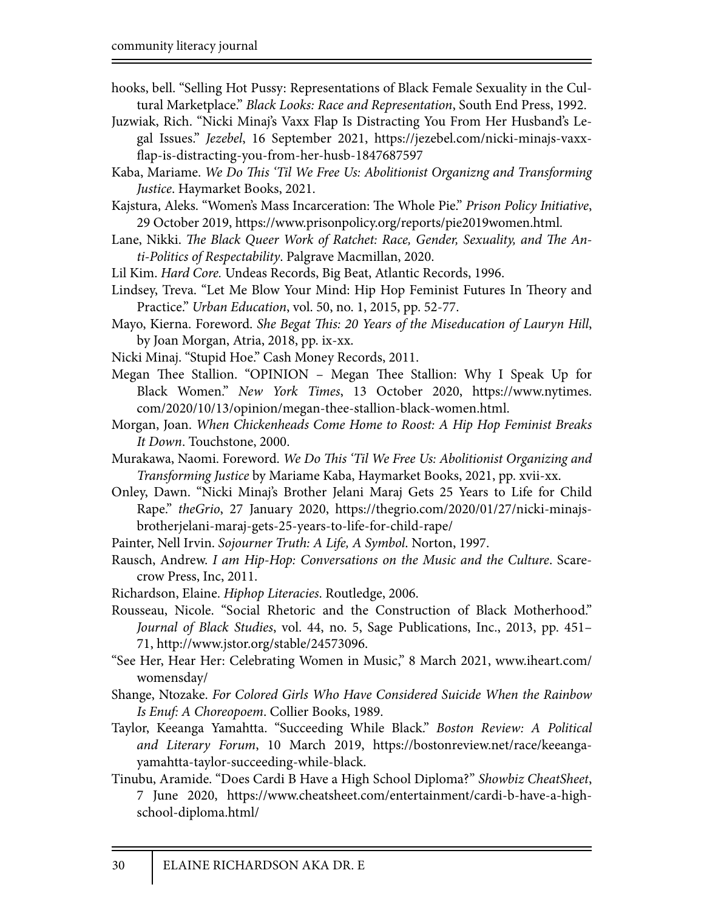hooks, bell. "Selling Hot Pussy: Representations of Black Female Sexuality in the Cultural Marketplace." *Black Looks: Race and Representation*, South End Press, 1992.

Juzwiak, Rich. "Nicki Minaj's Vaxx Flap Is Distracting You From Her Husband's Legal Issues." *Jezebel*, 16 September 2021, https://jezebel.com/nicki-minajs-vaxx-flap-is-distracting-you-from-her-husb-1847687597

Kaba, Mariame. *We Do This 'Til We Free Us: Abolitionist Organizng and Transforming Justice*. Haymarket Books, 2021.

Kajstura, Aleks. "Women's Mass Incarceration: The Whole Pie." *Prison Policy Initiative*, 29 October 2019, https://www.prisonpolicy.org/reports/pie2019women.html.

Lane, Nikki. *The Black Queer Work of Ratchet: Race, Gender, Sexuality, and The Anti-Politics of Respectability*. Palgrave Macmillan, 2020.

Lil Kim. *Hard Core.* Undeas Records, Big Beat, Atlantic Records, 1996.

Lindsey, Treva. "Let Me Blow Your Mind: Hip Hop Feminist Futures In Theory and Practice." *Urban Education*, vol. 50, no. 1, 2015, pp. 52-77.

Mayo, Kierna. Foreword. *She Begat This: 20 Years of the Miseducation of Lauryn Hill*, by Joan Morgan, Atria, 2018, pp. ix-xx.

Nicki Minaj. "Stupid Hoe." Cash Money Records, 2011.

Megan Thee Stallion. "OPINION – Megan Thee Stallion: Why I Speak Up for Black Women." *New York Times*, 13 October 2020, https://www.nytimes.com/2020/10/13/opinion/megan-thee-stallion-black-women.html.

Morgan, Joan. *When Chickenheads Come Home to Roost: A Hip Hop Feminist Breaks It Down*. Touchstone, 2000.

Murakawa, Naomi. Foreword. *We Do This 'Til We Free Us: Abolitionist Organizing and Transforming Justice* by Mariame Kaba, Haymarket Books, 2021, pp. xvii-xx.

Onley, Dawn. "Nicki Minaj's Brother Jelani Maraj Gets 25 Years to Life for Child Rape." *theGrio*, 27 January 2020, https://thegrio.com/2020/01/27/nicki-minajs-brotherjelani-maraj-gets-25-years-to-life-for-child-rape/

Painter, Nell Irvin. *Sojourner Truth: A Life, A Symbol*. Norton, 1997.

Rausch, Andrew. *I am Hip-Hop: Conversations on the Music and the Culture*. Scarecrow Press, Inc, 2011.

Richardson, Elaine. *Hiphop Literacies*. Routledge, 2006.

Rousseau, Nicole. "Social Rhetoric and the Construction of Black Motherhood." *Journal of Black Studies*, vol. 44, no. 5, Sage Publications, Inc., 2013, pp. 451–71, http://www.jstor.org/stable/24573096.

"See Her, Hear Her: Celebrating Women in Music," 8 March 2021, www.iheart.com/womensday/

Shange, Ntozake. *For Colored Girls Who Have Considered Suicide When the Rainbow Is Enuf: A Choreopoem*. Collier Books, 1989.

Taylor, Keeanga Yamahtta. "Succeeding While Black." *Boston Review: A Political and Literary Forum*, 10 March 2019, https://bostonreview.net/race/keeanga-yamahtta-taylor-succeeding-while-black.

Tinubu, Aramide. "Does Cardi B Have a High School Diploma?" *Showbiz CheatSheet*, 7 June 2020, https://www.cheatsheet.com/entertainment/cardi-b-have-a-high-school-diploma.html/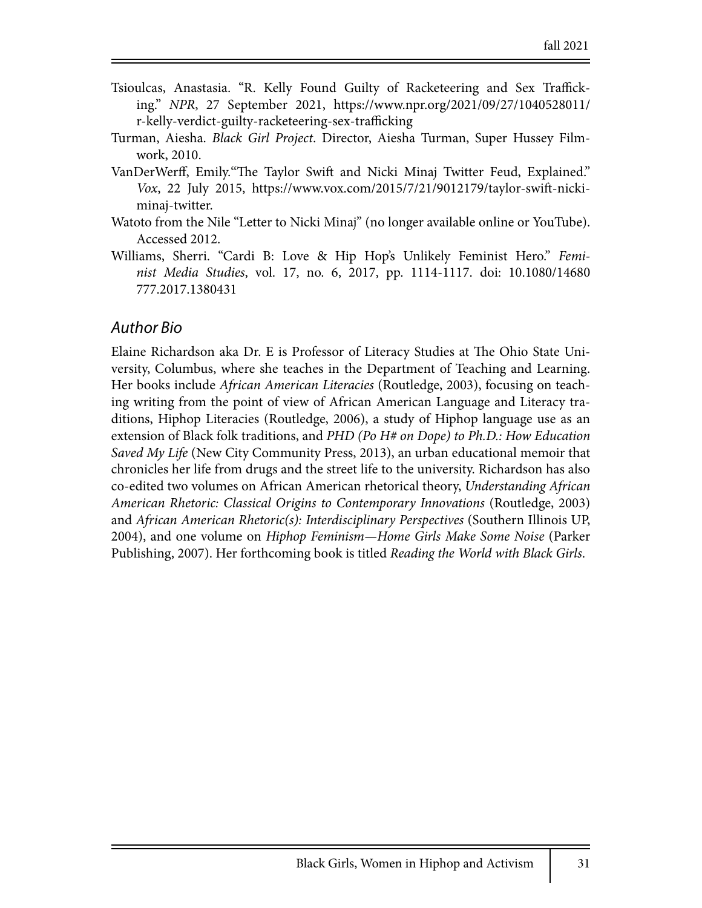Tsioulcas, Anastasia. "R. Kelly Found Guilty of Racketeering and Sex Trafficking." *NPR*, 27 September 2021, https://www.npr.org/2021/09/27/1040528011/r-kelly-verdict-guilty-racketeering-sex-trafficking

Turman, Aiesha. *Black Girl Project*. Director, Aiesha Turman, Super Hussey Filmwork, 2010.

VanDerWerff, Emily."The Taylor Swift and Nicki Minaj Twitter Feud, Explained." *Vox*, 22 July 2015, https://www.vox.com/2015/7/21/9012179/taylor-swift-nicki-minaj-twitter.

Watoto from the Nile "Letter to Nicki Minaj" (no longer available online or YouTube). Accessed 2012.

Williams, Sherri. "Cardi B: Love & Hip Hop's Unlikely Feminist Hero." *Feminist Media Studies*, vol. 17, no. 6, 2017, pp. 1114-1117. doi: 10.1080/14680777.2017.1380431

## *Author Bio*

Elaine Richardson aka Dr. E is Professor of Literacy Studies at The Ohio State University, Columbus, where she teaches in the Department of Teaching and Learning. Her books include *African American Literacies* (Routledge, 2003), focusing on teaching writing from the point of view of African American Language and Literacy traditions, Hiphop Literacies (Routledge, 2006), a study of Hiphop language use as an extension of Black folk traditions, and *PHD (Po H# on Dope) to Ph.D.: How Education Saved My Life* (New City Community Press, 2013), an urban educational memoir that chronicles her life from drugs and the street life to the university. Richardson has also co-edited two volumes on African American rhetorical theory, *Understanding African American Rhetoric: Classical Origins to Contemporary Innovations* (Routledge, 2003) and *African American Rhetoric(s): Interdisciplinary Perspectives* (Southern Illinois UP, 2004), and one volume on *Hiphop Feminism—Home Girls Make Some Noise* (Parker Publishing, 2007). Her forthcoming book is titled *Reading the World with Black Girls*.